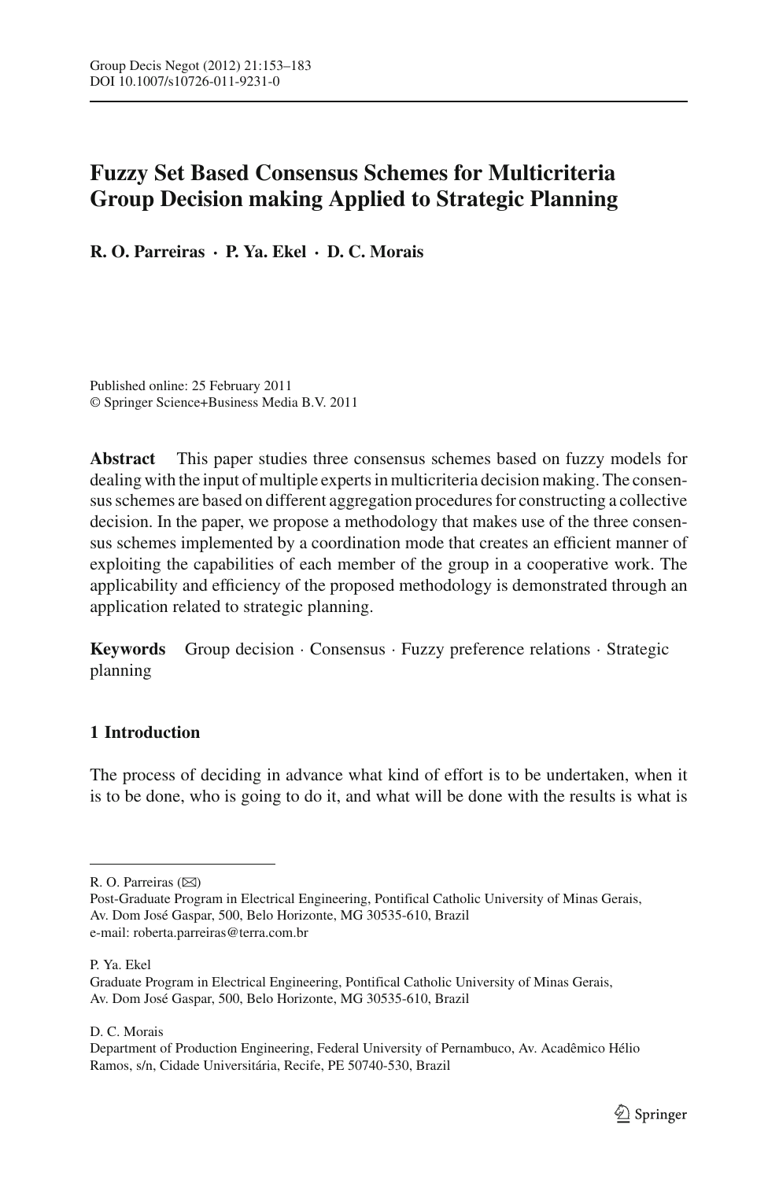# Fuzzy Set Based Consensus Schemes for Multicriteria Group Decision making Applied to Strategic Planning

**R. O. Parreiras · P. Ya. Ekel · D. C. Morais**

Published online: 25 February 2011
© Springer Science+Business Media B.V. 2011

**Abstract** This paper studies three consensus schemes based on fuzzy models for dealing with the input of multiple experts in multicriteria decision making. The consensus schemes are based on different aggregation procedures for constructing a collective decision. In the paper, we propose a methodology that makes use of the three consensus schemes implemented by a coordination mode that creates an efficient manner of exploiting the capabilities of each member of the group in a cooperative work. The applicability and efficiency of the proposed methodology is demonstrated through an application related to strategic planning.

**Keywords** Group decision · Consensus · Fuzzy preference relations · Strategic planning

## 1 Introduction

The process of deciding in advance what kind of effort is to be undertaken, when it is to be done, who is going to do it, and what will be done with the results is what is

---

R. O. Parreiras (✉)
Post-Graduate Program in Electrical Engineering, Pontifical Catholic University of Minas Gerais, Av. Dom José Gaspar, 500, Belo Horizonte, MG 30535-610, Brazil
e-mail: roberta.parreiras@terra.com.br

P. Ya. Ekel
Graduate Program in Electrical Engineering, Pontifical Catholic University of Minas Gerais, Av. Dom José Gaspar, 500, Belo Horizonte, MG 30535-610, Brazil

D. C. Morais
Department of Production Engineering, Federal University of Pernambuco, Av. Acadêmico Hélio Ramos, s/n, Cidade Universitária, Recife, PE 50740-530, Brazil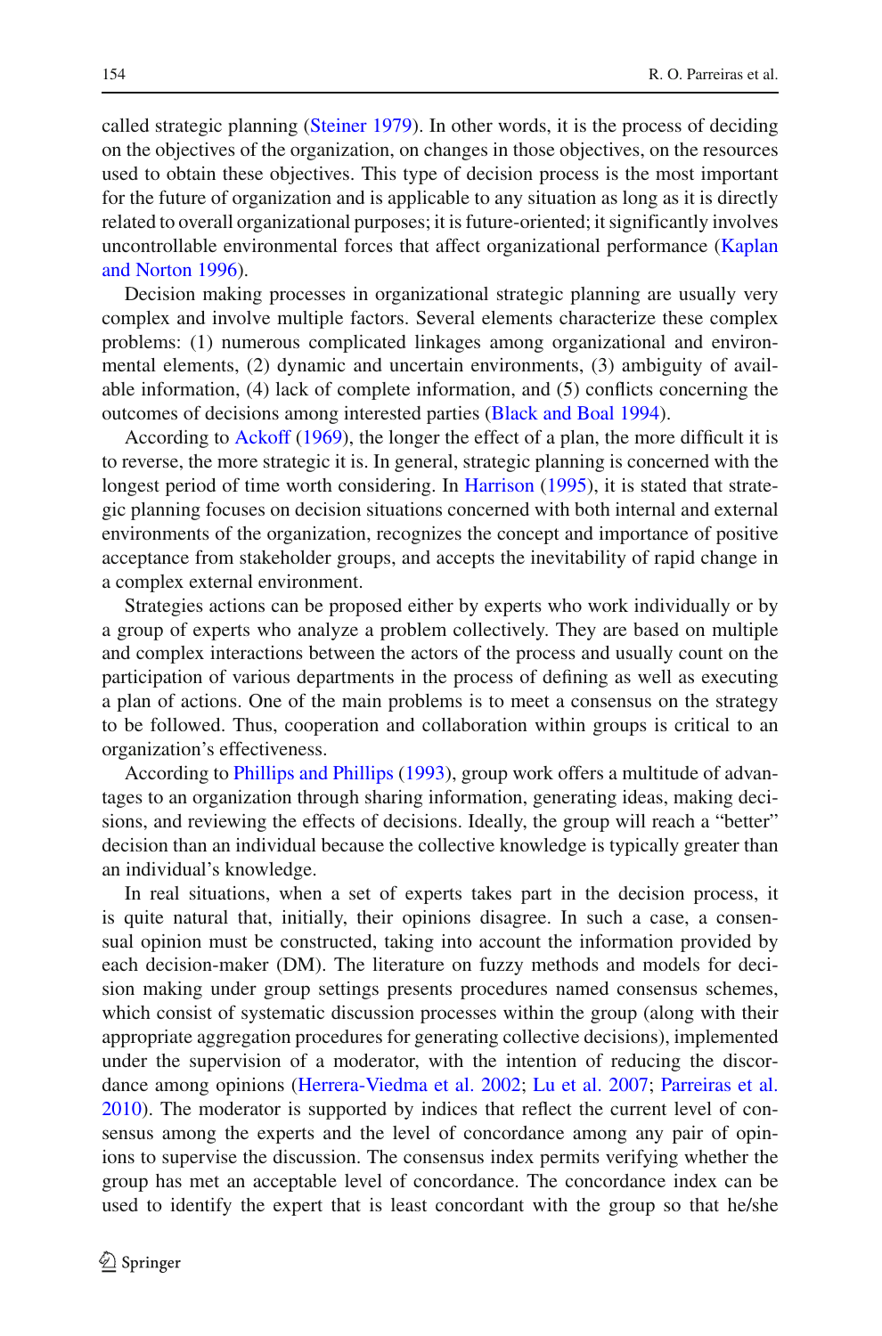called strategic planning (Steiner 1979). In other words, it is the process of deciding on the objectives of the organization, on changes in those objectives, on the resources used to obtain these objectives. This type of decision process is the most important for the future of organization and is applicable to any situation as long as it is directly related to overall organizational purposes; it is future-oriented; it significantly involves uncontrollable environmental forces that affect organizational performance (Kaplan and Norton 1996).

Decision making processes in organizational strategic planning are usually very complex and involve multiple factors. Several elements characterize these complex problems: (1) numerous complicated linkages among organizational and environmental elements, (2) dynamic and uncertain environments, (3) ambiguity of available information, (4) lack of complete information, and (5) conflicts concerning the outcomes of decisions among interested parties (Black and Boal 1994).

According to Ackoff (1969), the longer the effect of a plan, the more difficult it is to reverse, the more strategic it is. In general, strategic planning is concerned with the longest period of time worth considering. In Harrison (1995), it is stated that strategic planning focuses on decision situations concerned with both internal and external environments of the organization, recognizes the concept and importance of positive acceptance from stakeholder groups, and accepts the inevitability of rapid change in a complex external environment.

Strategies actions can be proposed either by experts who work individually or by a group of experts who analyze a problem collectively. They are based on multiple and complex interactions between the actors of the process and usually count on the participation of various departments in the process of defining as well as executing a plan of actions. One of the main problems is to meet a consensus on the strategy to be followed. Thus, cooperation and collaboration within groups is critical to an organization's effectiveness.

According to Phillips and Phillips (1993), group work offers a multitude of advantages to an organization through sharing information, generating ideas, making decisions, and reviewing the effects of decisions. Ideally, the group will reach a "better" decision than an individual because the collective knowledge is typically greater than an individual's knowledge.

In real situations, when a set of experts takes part in the decision process, it is quite natural that, initially, their opinions disagree. In such a case, a consensual opinion must be constructed, taking into account the information provided by each decision-maker (DM). The literature on fuzzy methods and models for decision making under group settings presents procedures named consensus schemes, which consist of systematic discussion processes within the group (along with their appropriate aggregation procedures for generating collective decisions), implemented under the supervision of a moderator, with the intention of reducing the discordance among opinions (Herrera-Viedma et al. 2002; Lu et al. 2007; Parreiras et al. 2010). The moderator is supported by indices that reflect the current level of consensus among the experts and the level of concordance among any pair of opinions to supervise the discussion. The consensus index permits verifying whether the group has met an acceptable level of concordance. The concordance index can be used to identify the expert that is least concordant with the group so that he/she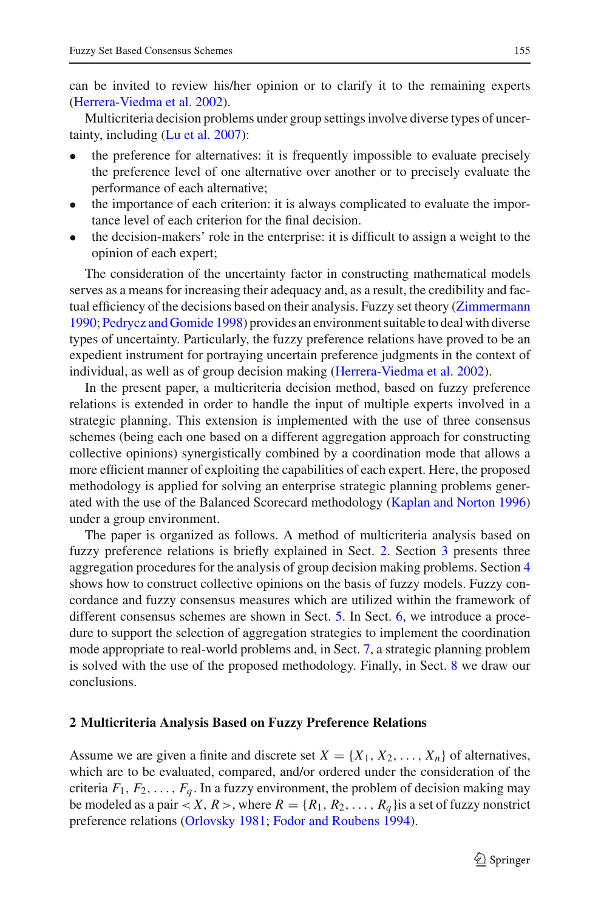can be invited to review his/her opinion or to clarify it to the remaining experts (Herrera-Viedma et al. 2002).

Multicriteria decision problems under group settings involve diverse types of uncertainty, including (Lu et al. 2007):

- the preference for alternatives: it is frequently impossible to evaluate precisely the preference level of one alternative over another or to precisely evaluate the performance of each alternative;
- the importance of each criterion: it is always complicated to evaluate the importance level of each criterion for the final decision.
- the decision-makers' role in the enterprise: it is difficult to assign a weight to the opinion of each expert;

The consideration of the uncertainty factor in constructing mathematical models serves as a means for increasing their adequacy and, as a result, the credibility and factual efficiency of the decisions based on their analysis. Fuzzy set theory (Zimmermann 1990; Pedrycz and Gomide 1998) provides an environment suitable to deal with diverse types of uncertainty. Particularly, the fuzzy preference relations have proved to be an expedient instrument for portraying uncertain preference judgments in the context of individual, as well as of group decision making (Herrera-Viedma et al. 2002).

In the present paper, a multicriteria decision method, based on fuzzy preference relations is extended in order to handle the input of multiple experts involved in a strategic planning. This extension is implemented with the use of three consensus schemes (being each one based on a different aggregation approach for constructing collective opinions) synergistically combined by a coordination mode that allows a more efficient manner of exploiting the capabilities of each expert. Here, the proposed methodology is applied for solving an enterprise strategic planning problems generated with the use of the Balanced Scorecard methodology (Kaplan and Norton 1996) under a group environment.

The paper is organized as follows. A method of multicriteria analysis based on fuzzy preference relations is briefly explained in Sect. 2. Section 3 presents three aggregation procedures for the analysis of group decision making problems. Section 4 shows how to construct collective opinions on the basis of fuzzy models. Fuzzy concordance and fuzzy consensus measures which are utilized within the framework of different consensus schemes are shown in Sect. 5. In Sect. 6, we introduce a procedure to support the selection of aggregation strategies to implement the coordination mode appropriate to real-world problems and, in Sect. 7, a strategic planning problem is solved with the use of the proposed methodology. Finally, in Sect. 8 we draw our conclusions.

## 2 Multicriteria Analysis Based on Fuzzy Preference Relations

Assume we are given a finite and discrete set $X = \{X_1, X_2, \ldots, X_n\}$ of alternatives, which are to be evaluated, compared, and/or ordered under the consideration of the criteria $F_1, F_2, \ldots, F_q$. In a fuzzy environment, the problem of decision making may be modeled as a pair $< X, R >$, where $R = \{R_1, R_2, \ldots, R_q\}$is a set of fuzzy nonstrict preference relations (Orlovsky 1981; Fodor and Roubens 1994).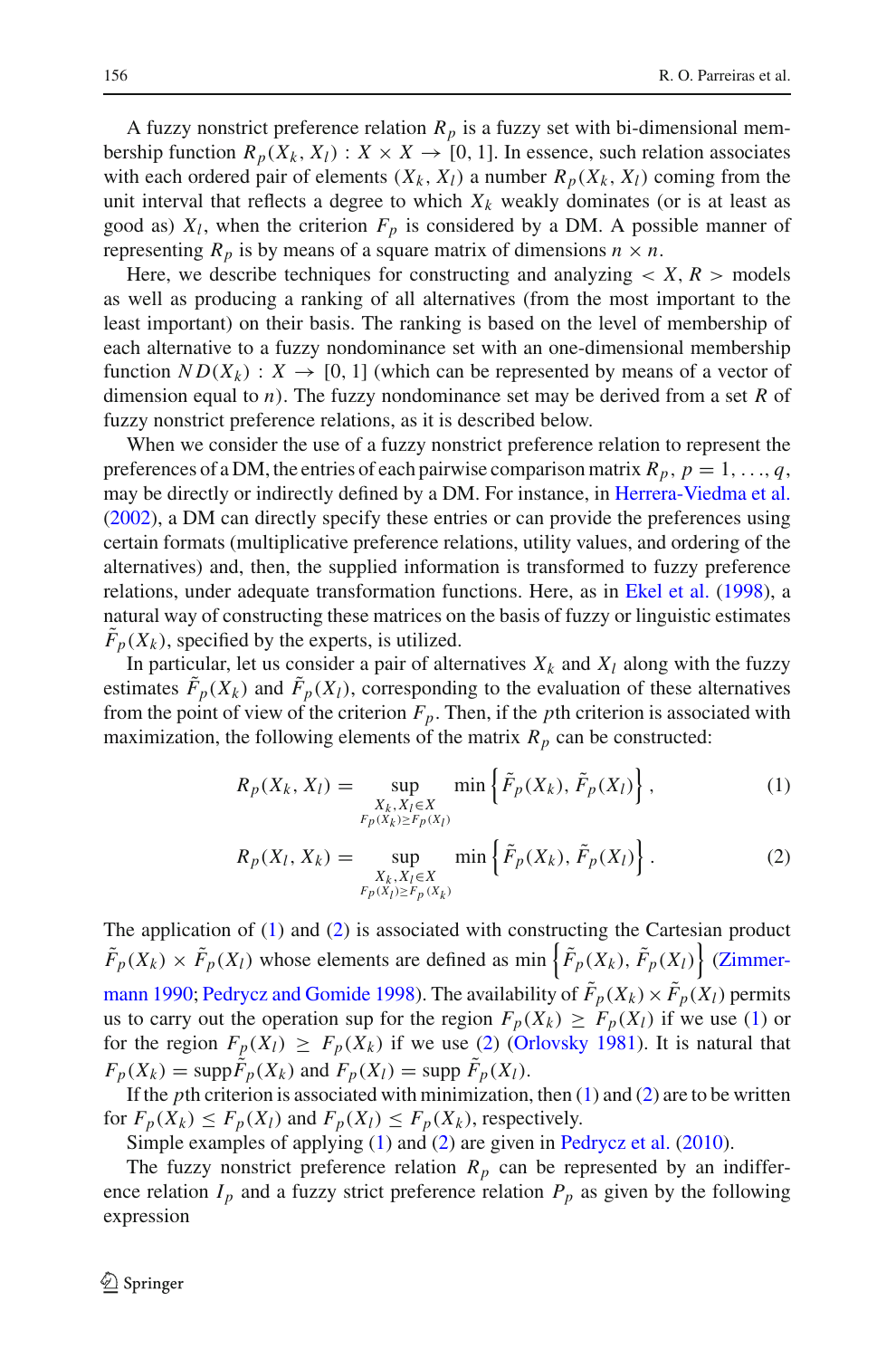A fuzzy nonstrict preference relation $R_p$ is a fuzzy set with bi-dimensional membership function $R_p(X_k, X_l) : X \times X \rightarrow [0, 1]$. In essence, such relation associates with each ordered pair of elements $(X_k, X_l)$ a number $R_p(X_k, X_l)$ coming from the unit interval that reflects a degree to which $X_k$ weakly dominates (or is at least as good as) $X_l$, when the criterion $F_p$ is considered by a DM. A possible manner of representing $R_p$ is by means of a square matrix of dimensions $n \times n$.

Here, we describe techniques for constructing and analyzing $< X, R >$ models as well as producing a ranking of all alternatives (from the most important to the least important) on their basis. The ranking is based on the level of membership of each alternative to a fuzzy nondominance set with an one-dimensional membership function $ND(X_k) : X \rightarrow [0, 1]$ (which can be represented by means of a vector of dimension equal to $n$). The fuzzy nondominance set may be derived from a set $R$ of fuzzy nonstrict preference relations, as it is described below.

When we consider the use of a fuzzy nonstrict preference relation to represent the preferences of a DM, the entries of each pairwise comparison matrix $R_p$, $p = 1, \ldots, q$, may be directly or indirectly defined by a DM. For instance, in Herrera-Viedma et al. (2002), a DM can directly specify these entries or can provide the preferences using certain formats (multiplicative preference relations, utility values, and ordering of the alternatives) and, then, the supplied information is transformed to fuzzy preference relations, under adequate transformation functions. Here, as in Ekel et al. (1998), a natural way of constructing these matrices on the basis of fuzzy or linguistic estimates $\tilde{F}_p(X_k)$, specified by the experts, is utilized.

In particular, let us consider a pair of alternatives $X_k$ and $X_l$ along with the fuzzy estimates $\tilde{F}_p(X_k)$ and $\tilde{F}_p(X_l)$, corresponding to the evaluation of these alternatives from the point of view of the criterion $F_p$. Then, if the $p$th criterion is associated with maximization, the following elements of the matrix $R_p$ can be constructed:

$$R_p(X_k, X_l) = \sup_{\substack{X_k, X_l \in X \\ F_p(X_k) \geq F_p(X_l)}} \min\left\{\tilde{F}_p(X_k), \tilde{F}_p(X_l)\right\}, \tag{1}$$

$$R_p(X_l, X_k) = \sup_{\substack{X_k, X_l \in X \\ F_p(X_l) \geq F_p(X_k)}} \min\left\{\tilde{F}_p(X_k), \tilde{F}_p(X_l)\right\}. \tag{2}$$

The application of (1) and (2) is associated with constructing the Cartesian product $\tilde{F}_p(X_k) \times \tilde{F}_p(X_l)$ whose elements are defined as $\min\left\{\tilde{F}_p(X_k), \tilde{F}_p(X_l)\right\}$ (Zimmermann 1990; Pedrycz and Gomide 1998). The availability of $\tilde{F}_p(X_k) \times \tilde{F}_p(X_l)$ permits us to carry out the operation sup for the region $F_p(X_k) \geq F_p(X_l)$ if we use (1) or for the region $F_p(X_l) \geq F_p(X_k)$ if we use (2) (Orlovsky 1981). It is natural that $F_p(X_k) = \operatorname{supp} \tilde{F}_p(X_k)$ and $F_p(X_l) = \operatorname{supp} \tilde{F}_p(X_l)$.

If the $p$th criterion is associated with minimization, then (1) and (2) are to be written for $F_p(X_k) \leq F_p(X_l)$ and $F_p(X_l) \leq F_p(X_k)$, respectively.

Simple examples of applying (1) and (2) are given in Pedrycz et al. (2010).

The fuzzy nonstrict preference relation $R_p$ can be represented by an indifference relation $I_p$ and a fuzzy strict preference relation $P_p$ as given by the following expression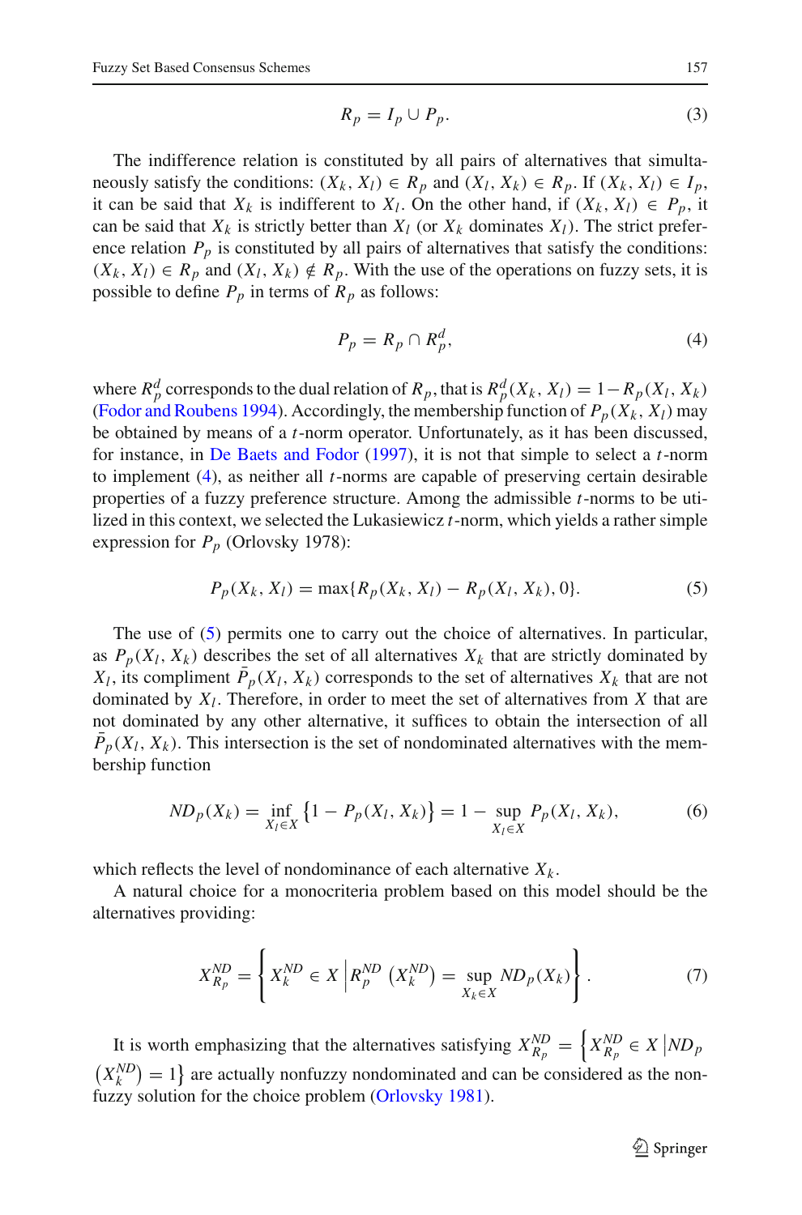$$R_p = I_p \cup P_p. \tag{3}$$

The indifference relation is constituted by all pairs of alternatives that simultaneously satisfy the conditions: $(X_k, X_l) \in R_p$ and $(X_l, X_k) \in R_p$. If $(X_k, X_l) \in I_p$, it can be said that $X_k$ is indifferent to $X_l$. On the other hand, if $(X_k, X_l) \in P_p$, it can be said that $X_k$ is strictly better than $X_l$ (or $X_k$ dominates $X_l$). The strict preference relation $P_p$ is constituted by all pairs of alternatives that satisfy the conditions: $(X_k, X_l) \in R_p$ and $(X_l, X_k) \notin R_p$. With the use of the operations on fuzzy sets, it is possible to define $P_p$ in terms of $R_p$ as follows:

$$P_p = R_p \cap R_p^d, \tag{4}$$

where $R_p^d$ corresponds to the dual relation of $R_p$, that is $R_p^d(X_k, X_l) = 1 - R_p(X_l, X_k)$ (Fodor and Roubens 1994). Accordingly, the membership function of $P_p(X_k, X_l)$ may be obtained by means of a $t$-norm operator. Unfortunately, as it has been discussed, for instance, in De Baets and Fodor (1997), it is not that simple to select a $t$-norm to implement (4), as neither all $t$-norms are capable of preserving certain desirable properties of a fuzzy preference structure. Among the admissible $t$-norms to be utilized in this context, we selected the Lukasiewicz $t$-norm, which yields a rather simple expression for $P_p$ (Orlovsky 1978):

$$P_p(X_k, X_l) = \max\{R_p(X_k, X_l) - R_p(X_l, X_k), 0\}. \tag{5}$$

The use of (5) permits one to carry out the choice of alternatives. In particular, as $P_p(X_l, X_k)$ describes the set of all alternatives $X_k$ that are strictly dominated by $X_l$, its compliment $\bar{P}_p(X_l, X_k)$ corresponds to the set of alternatives $X_k$ that are not dominated by $X_l$. Therefore, in order to meet the set of alternatives from $X$ that are not dominated by any other alternative, it suffices to obtain the intersection of all $\bar{P}_p(X_l, X_k)$. This intersection is the set of nondominated alternatives with the membership function

$$ND_p(X_k) = \inf_{X_l \in X} \left\{1 - P_p(X_l, X_k)\right\} = 1 - \sup_{X_l \in X} P_p(X_l, X_k), \tag{6}$$

which reflects the level of nondominance of each alternative $X_k$.

A natural choice for a monocriteria problem based on this model should be the alternatives providing:

$$X_{R_p}^{ND} = \left\{ X_k^{ND} \in X \,\middle|\, R_p^{ND}\left(X_k^{ND}\right) = \sup_{X_k \in X} ND_p(X_k) \right\}. \tag{7}$$

It is worth emphasizing that the alternatives satisfying $X_{R_p}^{ND} = \left\{X_{R_p}^{ND} \in X \,\middle|\, ND_p \left(X_k^{ND}\right) = 1\right\}$ are actually nonfuzzy nondominated and can be considered as the nonfuzzy solution for the choice problem (Orlovsky 1981).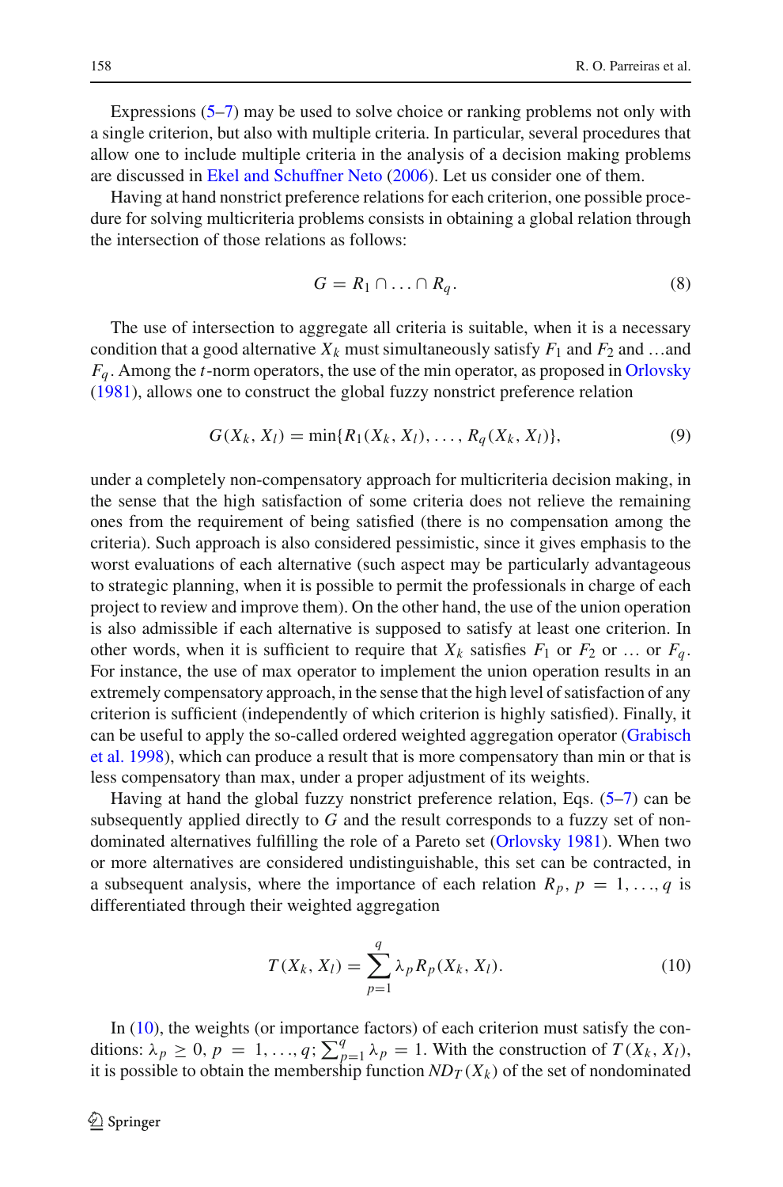Expressions (5–7) may be used to solve choice or ranking problems not only with a single criterion, but also with multiple criteria. In particular, several procedures that allow one to include multiple criteria in the analysis of a decision making problems are discussed in Ekel and Schuffner Neto (2006). Let us consider one of them.

Having at hand nonstrict preference relations for each criterion, one possible procedure for solving multicriteria problems consists in obtaining a global relation through the intersection of those relations as follows:

$$G = R_1 \cap \ldots \cap R_q. \tag{8}$$

The use of intersection to aggregate all criteria is suitable, when it is a necessary condition that a good alternative $X_k$ must simultaneously satisfy $F_1$ and $F_2$ and …and $F_q$. Among the $t$-norm operators, the use of the min operator, as proposed in Orlovsky (1981), allows one to construct the global fuzzy nonstrict preference relation

$$G(X_k, X_l) = \min\{R_1(X_k, X_l), \ldots, R_q(X_k, X_l)\}, \tag{9}$$

under a completely non-compensatory approach for multicriteria decision making, in the sense that the high satisfaction of some criteria does not relieve the remaining ones from the requirement of being satisfied (there is no compensation among the criteria). Such approach is also considered pessimistic, since it gives emphasis to the worst evaluations of each alternative (such aspect may be particularly advantageous to strategic planning, when it is possible to permit the professionals in charge of each project to review and improve them). On the other hand, the use of the union operation is also admissible if each alternative is supposed to satisfy at least one criterion. In other words, when it is sufficient to require that $X_k$ satisfies $F_1$ or $F_2$ or … or $F_q$. For instance, the use of max operator to implement the union operation results in an extremely compensatory approach, in the sense that the high level of satisfaction of any criterion is sufficient (independently of which criterion is highly satisfied). Finally, it can be useful to apply the so-called ordered weighted aggregation operator (Grabisch et al. 1998), which can produce a result that is more compensatory than min or that is less compensatory than max, under a proper adjustment of its weights.

Having at hand the global fuzzy nonstrict preference relation, Eqs. (5–7) can be subsequently applied directly to $G$ and the result corresponds to a fuzzy set of non-dominated alternatives fulfilling the role of a Pareto set (Orlovsky 1981). When two or more alternatives are considered undistinguishable, this set can be contracted, in a subsequent analysis, where the importance of each relation $R_p$, $p = 1, \ldots, q$ is differentiated through their weighted aggregation

$$T(X_k, X_l) = \sum_{p=1}^{q} \lambda_p R_p(X_k, X_l). \tag{10}$$

In (10), the weights (or importance factors) of each criterion must satisfy the conditions: $\lambda_p \geq 0$, $p = 1, \ldots, q$; $\sum_{p=1}^{q} \lambda_p = 1$. With the construction of $T(X_k, X_l)$, it is possible to obtain the membership function $ND_T(X_k)$ of the set of nondominated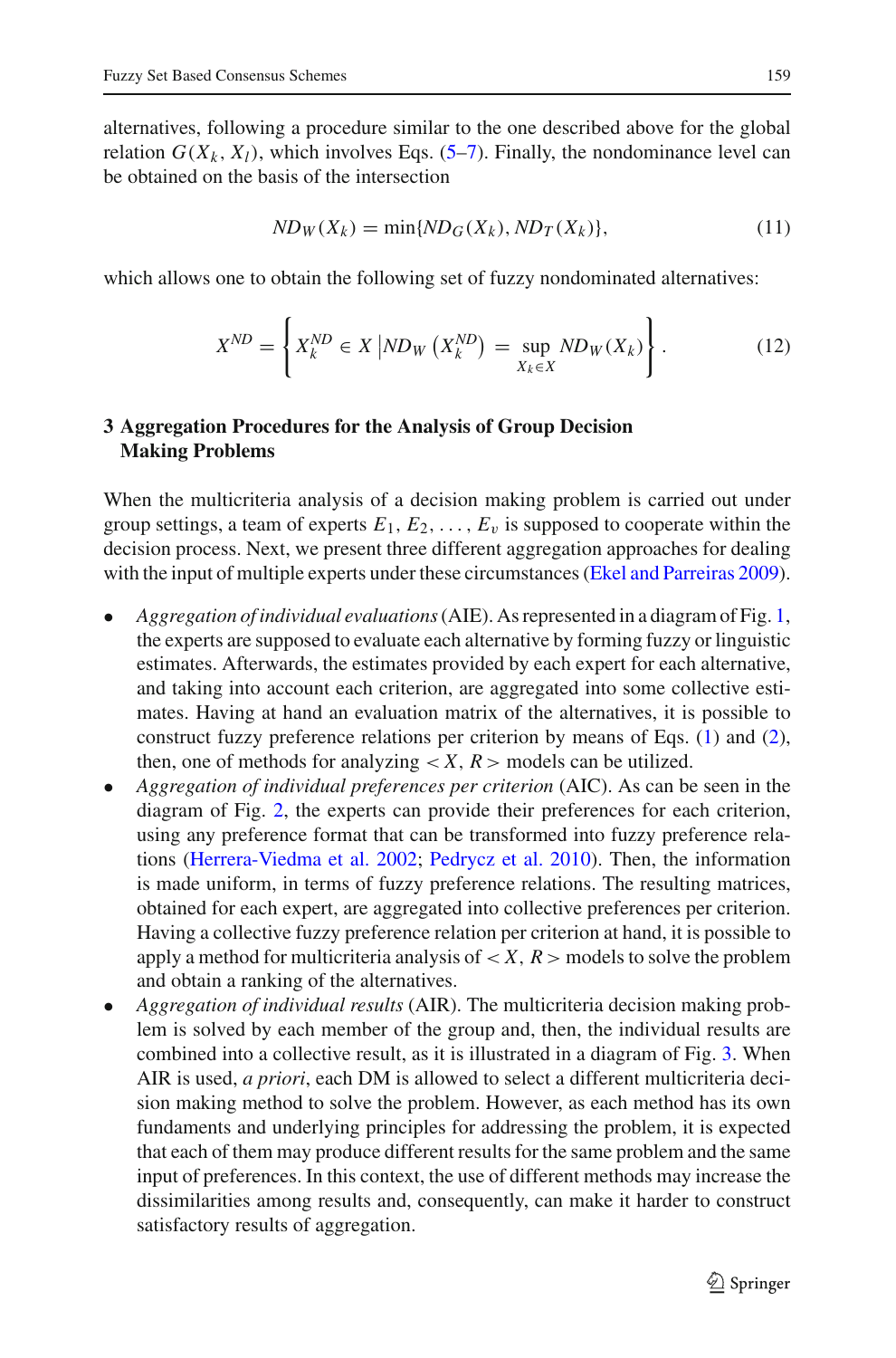alternatives, following a procedure similar to the one described above for the global relation $G(X_k, X_l)$, which involves Eqs. (5–7). Finally, the nondominance level can be obtained on the basis of the intersection

$$ND_W(X_k) = \min\{ND_G(X_k), ND_T(X_k)\}, \tag{11}$$

which allows one to obtain the following set of fuzzy nondominated alternatives:

$$X^{ND} = \left\{ X_k^{ND} \in X \left| ND_W\left(X_k^{ND}\right) = \sup_{X_k \in X} ND_W(X_k) \right. \right\}. \tag{12}$$

## 3 Aggregation Procedures for the Analysis of Group Decision Making Problems

When the multicriteria analysis of a decision making problem is carried out under group settings, a team of experts $E_1, E_2, \ldots, E_v$ is supposed to cooperate within the decision process. Next, we present three different aggregation approaches for dealing with the input of multiple experts under these circumstances (Ekel and Parreiras 2009).

- *Aggregation of individual evaluations* (AIE). As represented in a diagram of Fig. 1, the experts are supposed to evaluate each alternative by forming fuzzy or linguistic estimates. Afterwards, the estimates provided by each expert for each alternative, and taking into account each criterion, are aggregated into some collective estimates. Having at hand an evaluation matrix of the alternatives, it is possible to construct fuzzy preference relations per criterion by means of Eqs. (1) and (2), then, one of methods for analyzing $< X, R >$ models can be utilized.
- *Aggregation of individual preferences per criterion* (AIC). As can be seen in the diagram of Fig. 2, the experts can provide their preferences for each criterion, using any preference format that can be transformed into fuzzy preference relations (Herrera-Viedma et al. 2002; Pedrycz et al. 2010). Then, the information is made uniform, in terms of fuzzy preference relations. The resulting matrices, obtained for each expert, are aggregated into collective preferences per criterion. Having a collective fuzzy preference relation per criterion at hand, it is possible to apply a method for multicriteria analysis of $< X, R >$ models to solve the problem and obtain a ranking of the alternatives.
- *Aggregation of individual results* (AIR). The multicriteria decision making problem is solved by each member of the group and, then, the individual results are combined into a collective result, as it is illustrated in a diagram of Fig. 3. When AIR is used, *a priori*, each DM is allowed to select a different multicriteria decision making method to solve the problem. However, as each method has its own fundaments and underlying principles for addressing the problem, it is expected that each of them may produce different results for the same problem and the same input of preferences. In this context, the use of different methods may increase the dissimilarities among results and, consequently, can make it harder to construct satisfactory results of aggregation.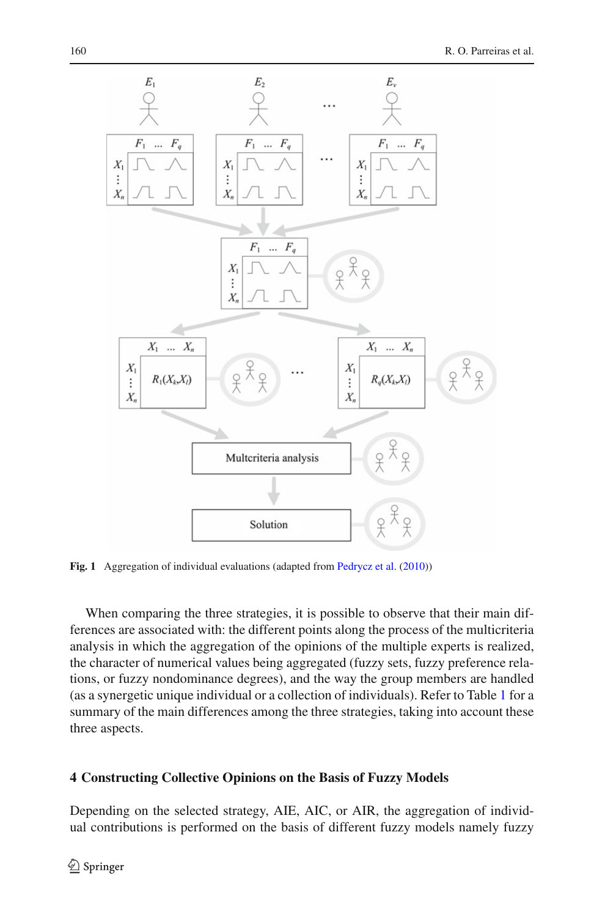Fig. 1 Aggregation of individual evaluations (adapted from Pedrycz et al. (2010))

When comparing the three strategies, it is possible to observe that their main differences are associated with: the different points along the process of the multicriteria analysis in which the aggregation of the opinions of the multiple experts is realized, the character of numerical values being aggregated (fuzzy sets, fuzzy preference relations, or fuzzy nondominance degrees), and the way the group members are handled (as a synergetic unique individual or a collection of individuals). Refer to Table 1 for a summary of the main differences among the three strategies, taking into account these three aspects.

## 4 Constructing Collective Opinions on the Basis of Fuzzy Models

Depending on the selected strategy, AIE, AIC, or AIR, the aggregation of individual contributions is performed on the basis of different fuzzy models namely fuzzy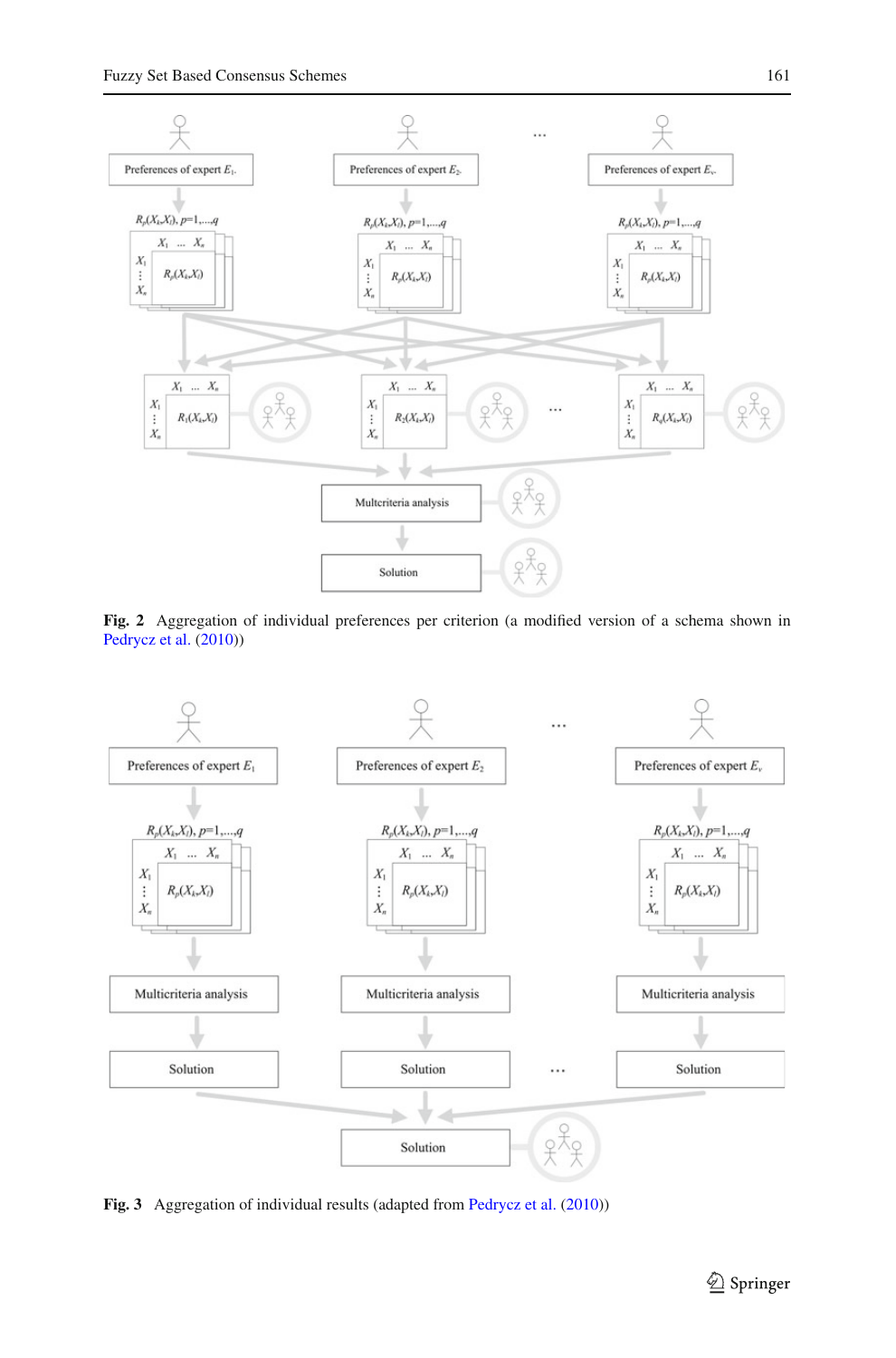**Fig. 2** Aggregation of individual preferences per criterion (a modified version of a schema shown in Pedrycz et al. (2010))

**Fig. 3** Aggregation of individual results (adapted from Pedrycz et al. (2010))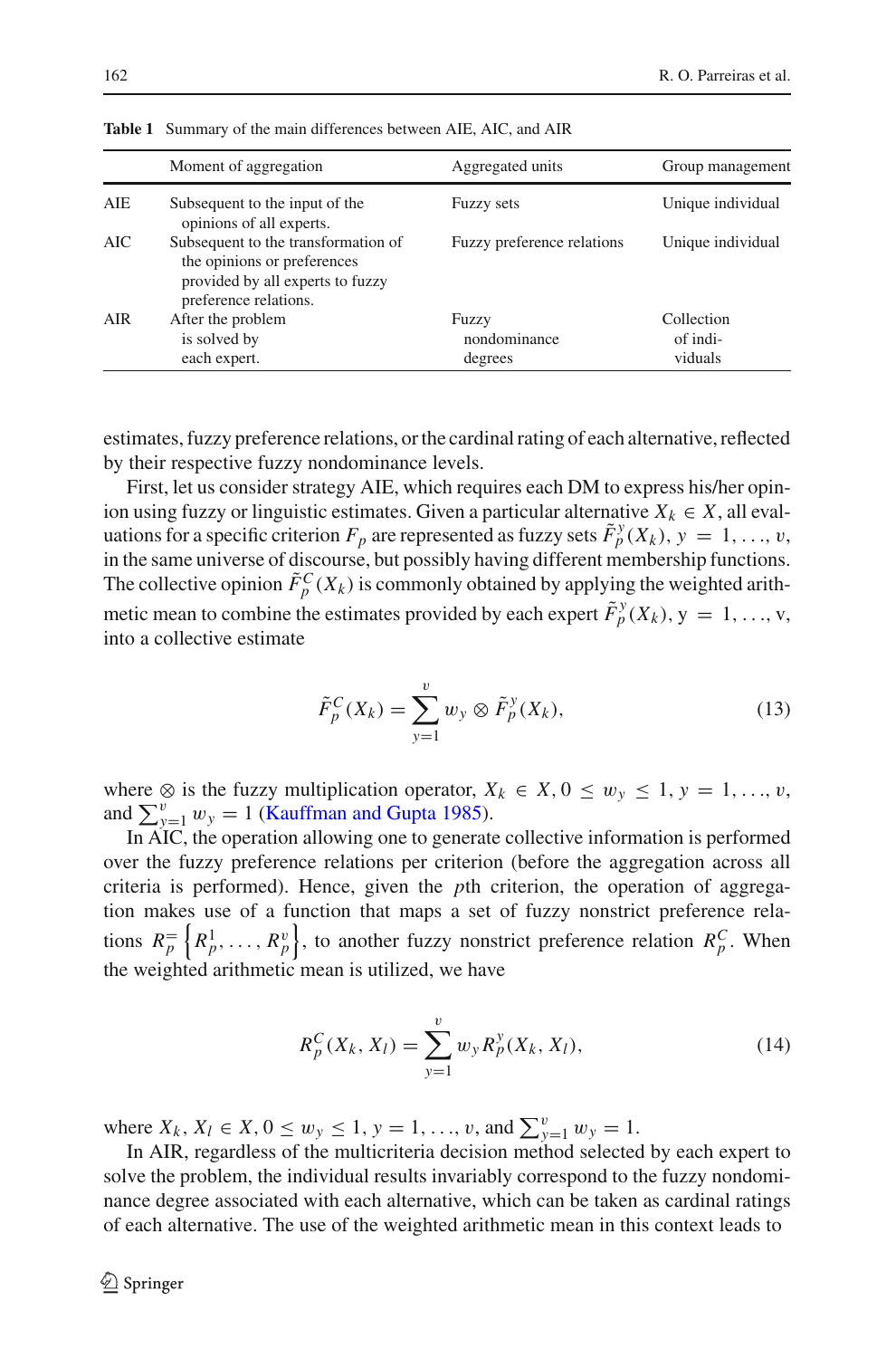**Table 1** Summary of the main differences between AIE, AIC, and AIR

| | Moment of aggregation | Aggregated units | Group management |
|---|---|---|---|
| AIE | Subsequent to the input of the opinions of all experts. | Fuzzy sets | Unique individual |
| AIC | Subsequent to the transformation of the opinions or preferences provided by all experts to fuzzy preference relations. | Fuzzy preference relations | Unique individual |
| AIR | After the problem is solved by each expert. | Fuzzy nondominance degrees | Collection of individuals |

estimates, fuzzy preference relations, or the cardinal rating of each alternative, reflected by their respective fuzzy nondominance levels.

First, let us consider strategy AIE, which requires each DM to express his/her opinion using fuzzy or linguistic estimates. Given a particular alternative $X_k \in X$, all evaluations for a specific criterion $F_p$ are represented as fuzzy sets $\tilde{F}_p^y(X_k)$, $y = 1, \ldots, v$, in the same universe of discourse, but possibly having different membership functions. The collective opinion $\tilde{F}_p^C(X_k)$ is commonly obtained by applying the weighted arithmetic mean to combine the estimates provided by each expert $\tilde{F}_p^y(X_k)$, y $= 1, \ldots,$ v, into a collective estimate

$$\tilde{F}_p^C(X_k) = \sum_{y=1}^{v} w_y \otimes \tilde{F}_p^y(X_k), \tag{13}$$

where $\otimes$ is the fuzzy multiplication operator, $X_k \in X, 0 \leq w_y \leq 1, y = 1, \ldots, v$, and $\sum_{y=1}^{v} w_y = 1$ (Kauffman and Gupta 1985).

In AIC, the operation allowing one to generate collective information is performed over the fuzzy preference relations per criterion (before the aggregation across all criteria is performed). Hence, given the $p$th criterion, the operation of aggregation makes use of a function that maps a set of fuzzy nonstrict preference relations $R_p^= \left\{R_p^1, \ldots, R_p^v\right\}$, to another fuzzy nonstrict preference relation $R_p^C$. When the weighted arithmetic mean is utilized, we have

$$R_p^C(X_k, X_l) = \sum_{y=1}^{v} w_y R_p^y(X_k, X_l), \tag{14}$$

where $X_k, X_l \in X, 0 \leq w_y \leq 1, y = 1, \ldots, v$, and $\sum_{y=1}^{v} w_y = 1$.

In AIR, regardless of the multicriteria decision method selected by each expert to solve the problem, the individual results invariably correspond to the fuzzy nondominance degree associated with each alternative, which can be taken as cardinal ratings of each alternative. The use of the weighted arithmetic mean in this context leads to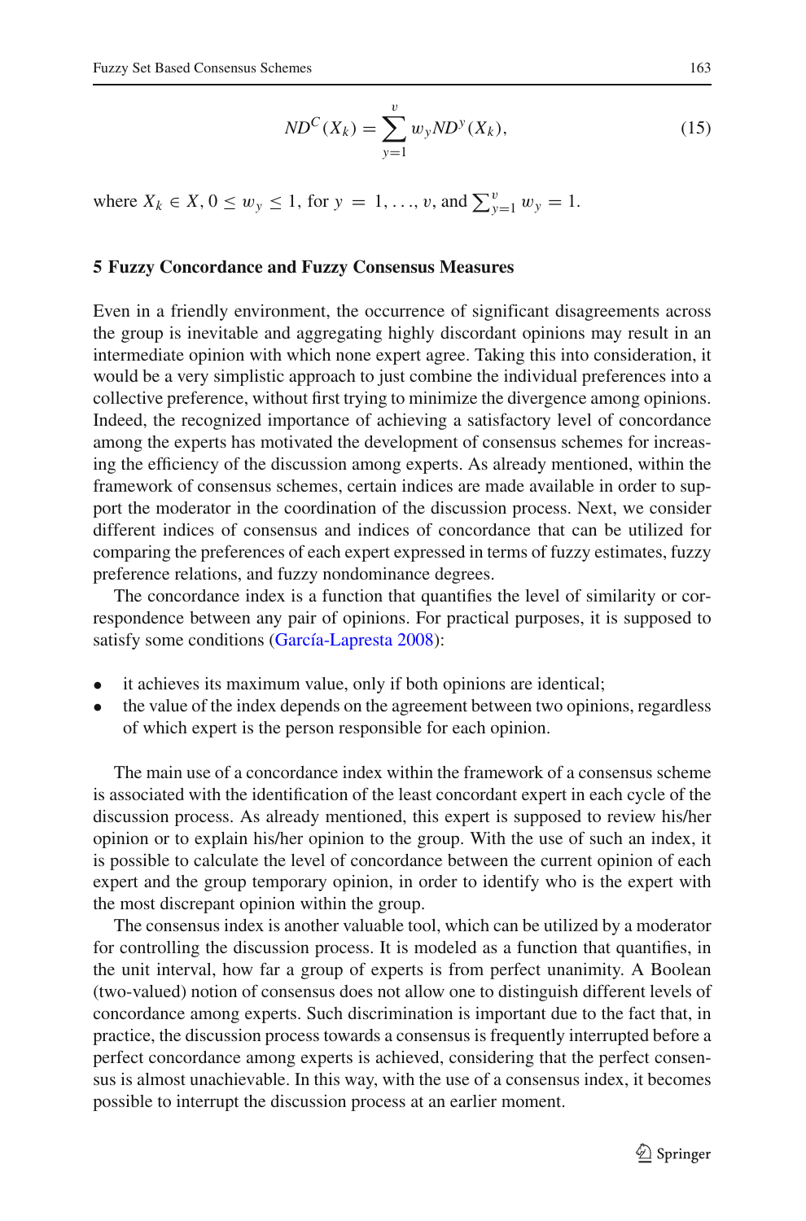$$ND^C(X_k) = \sum_{y=1}^{v} w_y ND^y(X_k), \tag{15}$$

where $X_k \in X$, $0 \leq w_y \leq 1$, for $y = 1, \ldots, v$, and $\sum_{y=1}^{v} w_y = 1$.

## 5 Fuzzy Concordance and Fuzzy Consensus Measures

Even in a friendly environment, the occurrence of significant disagreements across the group is inevitable and aggregating highly discordant opinions may result in an intermediate opinion with which none expert agree. Taking this into consideration, it would be a very simplistic approach to just combine the individual preferences into a collective preference, without first trying to minimize the divergence among opinions. Indeed, the recognized importance of achieving a satisfactory level of concordance among the experts has motivated the development of consensus schemes for increasing the efficiency of the discussion among experts. As already mentioned, within the framework of consensus schemes, certain indices are made available in order to support the moderator in the coordination of the discussion process. Next, we consider different indices of consensus and indices of concordance that can be utilized for comparing the preferences of each expert expressed in terms of fuzzy estimates, fuzzy preference relations, and fuzzy nondominance degrees.

The concordance index is a function that quantifies the level of similarity or correspondence between any pair of opinions. For practical purposes, it is supposed to satisfy some conditions (García-Lapresta 2008):

- it achieves its maximum value, only if both opinions are identical;
- the value of the index depends on the agreement between two opinions, regardless of which expert is the person responsible for each opinion.

The main use of a concordance index within the framework of a consensus scheme is associated with the identification of the least concordant expert in each cycle of the discussion process. As already mentioned, this expert is supposed to review his/her opinion or to explain his/her opinion to the group. With the use of such an index, it is possible to calculate the level of concordance between the current opinion of each expert and the group temporary opinion, in order to identify who is the expert with the most discrepant opinion within the group.

The consensus index is another valuable tool, which can be utilized by a moderator for controlling the discussion process. It is modeled as a function that quantifies, in the unit interval, how far a group of experts is from perfect unanimity. A Boolean (two-valued) notion of consensus does not allow one to distinguish different levels of concordance among experts. Such discrimination is important due to the fact that, in practice, the discussion process towards a consensus is frequently interrupted before a perfect concordance among experts is achieved, considering that the perfect consensus is almost unachievable. In this way, with the use of a consensus index, it becomes possible to interrupt the discussion process at an earlier moment.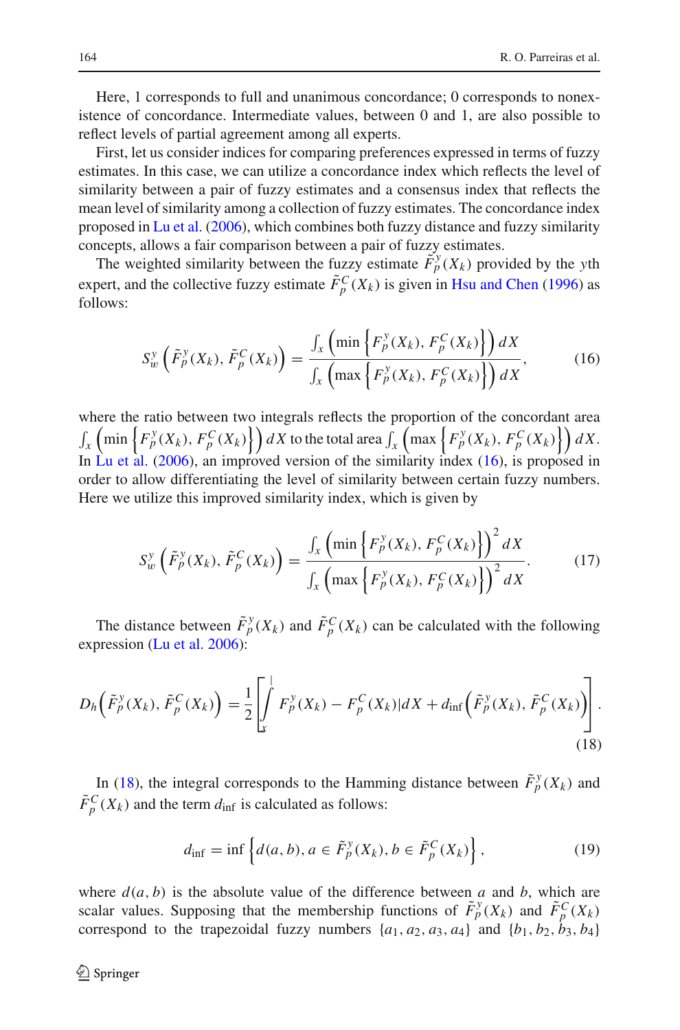Here, 1 corresponds to full and unanimous concordance; 0 corresponds to nonexistence of concordance. Intermediate values, between 0 and 1, are also possible to reflect levels of partial agreement among all experts.

First, let us consider indices for comparing preferences expressed in terms of fuzzy estimates. In this case, we can utilize a concordance index which reflects the level of similarity between a pair of fuzzy estimates and a consensus index that reflects the mean level of similarity among a collection of fuzzy estimates. The concordance index proposed in Lu et al. (2006), which combines both fuzzy distance and fuzzy similarity concepts, allows a fair comparison between a pair of fuzzy estimates.

The weighted similarity between the fuzzy estimate $\tilde{F}_p^y(X_k)$ provided by the $y$th expert, and the collective fuzzy estimate $\tilde{F}_p^C(X_k)$ is given in Hsu and Chen (1996) as follows:

$$S_w^y\left(\tilde{F}_p^y(X_k), \tilde{F}_p^C(X_k)\right) = \frac{\int_x \left(\min\left\{F_p^y(X_k), F_p^C(X_k)\right\}\right) dX}{\int_x \left(\max\left\{F_p^y(X_k), F_p^C(X_k)\right\}\right) dX}, \tag{16}$$

where the ratio between two integrals reflects the proportion of the concordant area $\int_x \left(\min\left\{F_p^y(X_k), F_p^C(X_k)\right\}\right) dX$ to the total area $\int_x \left(\max\left\{F_p^y(X_k), F_p^C(X_k)\right\}\right) dX$. In Lu et al. (2006), an improved version of the similarity index (16), is proposed in order to allow differentiating the level of similarity between certain fuzzy numbers. Here we utilize this improved similarity index, which is given by

$$S_w^y\left(\tilde{F}_p^y(X_k), \tilde{F}_p^C(X_k)\right) = \frac{\int_x \left(\min\left\{F_p^y(X_k), F_p^C(X_k)\right\}\right)^2 dX}{\int_x \left(\max\left\{F_p^y(X_k), F_p^C(X_k)\right\}\right)^2 dX}. \tag{17}$$

The distance between $\tilde{F}_p^y(X_k)$ and $\tilde{F}_p^C(X_k)$ can be calculated with the following expression (Lu et al. 2006):

$$D_h\left(\tilde{F}_p^y(X_k), \tilde{F}_p^C(X_k)\right) = \frac{1}{2}\left[\int_x \left| F_p^y(X_k) - F_p^C(X_k)\right| dX + d_{\inf}\left(\tilde{F}_p^y(X_k), \tilde{F}_p^C(X_k)\right)\right]. \tag{18}$$

In (18), the integral corresponds to the Hamming distance between $\tilde{F}_p^y(X_k)$ and $\tilde{F}_p^C(X_k)$ and the term $d_{\inf}$ is calculated as follows:

$$d_{\inf} = \inf\left\{d(a, b), a \in \tilde{F}_p^y(X_k), b \in \tilde{F}_p^C(X_k)\right\}, \tag{19}$$

where $d(a, b)$ is the absolute value of the difference between $a$ and $b$, which are scalar values. Supposing that the membership functions of $\tilde{F}_p^y(X_k)$ and $\tilde{F}_p^C(X_k)$ correspond to the trapezoidal fuzzy numbers $\{a_1, a_2, a_3, a_4\}$ and $\{b_1, b_2, b_3, b_4\}$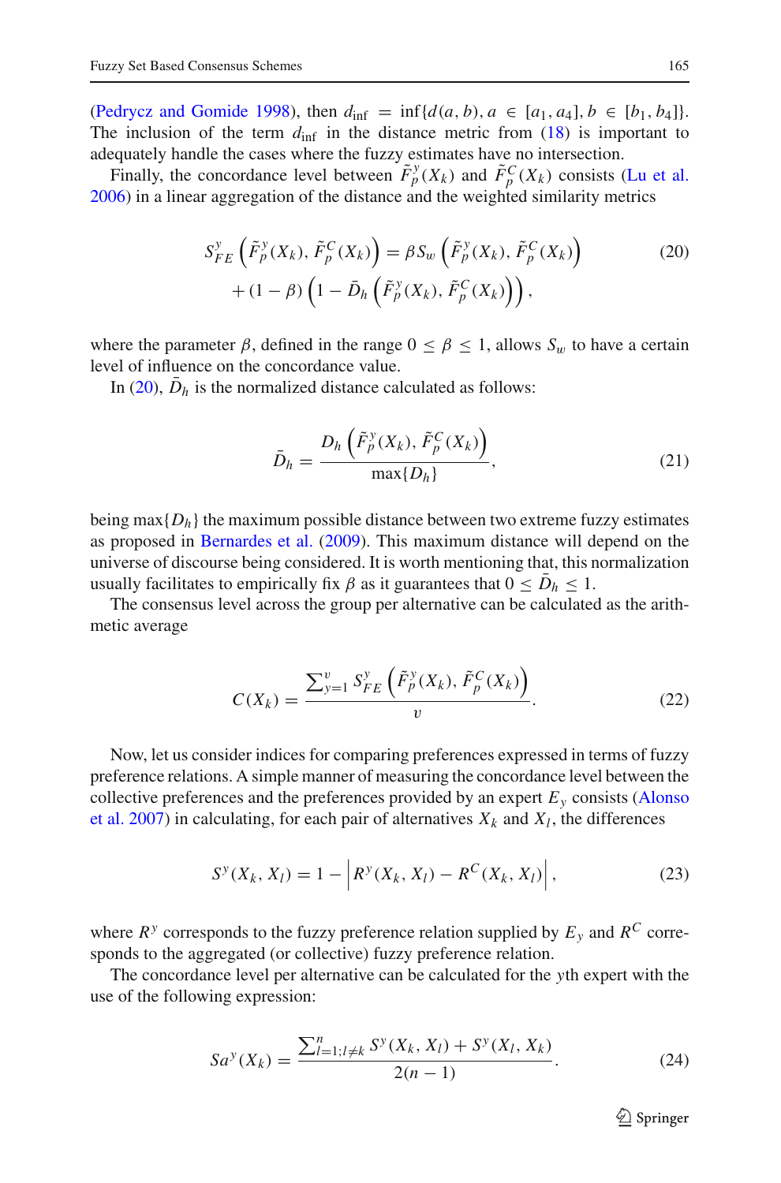(Pedrycz and Gomide 1998), then $d_{\inf} = \inf\{d(a, b), a \in [a_1, a_4], b \in [b_1, b_4]\}$. The inclusion of the term $d_{\inf}$ in the distance metric from (18) is important to adequately handle the cases where the fuzzy estimates have no intersection.

Finally, the concordance level between $\tilde{F}_p^y(X_k)$ and $\tilde{F}_p^C(X_k)$ consists (Lu et al. 2006) in a linear aggregation of the distance and the weighted similarity metrics

$$
\begin{aligned}
S_{FE}^y\left(\tilde{F}_p^y(X_k), \tilde{F}_p^C(X_k)\right) &= \beta S_w\left(\tilde{F}_p^y(X_k), \tilde{F}_p^C(X_k)\right) \\
&+ (1-\beta)\left(1 - \bar{D}_h\left(\tilde{F}_p^y(X_k), \tilde{F}_p^C(X_k)\right)\right),
\end{aligned}
\tag{20}
$$

where the parameter $\beta$, defined in the range $0 \leq \beta \leq 1$, allows $S_w$ to have a certain level of influence on the concordance value.

In (20), $\bar{D}_h$ is the normalized distance calculated as follows:

$$
\bar{D}_h = \frac{D_h\left(\tilde{F}_p^y(X_k), \tilde{F}_p^C(X_k)\right)}{\max\{D_h\}},
\tag{21}
$$

being $\max\{D_h\}$ the maximum possible distance between two extreme fuzzy estimates as proposed in Bernardes et al. (2009). This maximum distance will depend on the universe of discourse being considered. It is worth mentioning that, this normalization usually facilitates to empirically fix $\beta$ as it guarantees that $0 \leq \bar{D}_h \leq 1$.

The consensus level across the group per alternative can be calculated as the arithmetic average

$$
C(X_k) = \frac{\sum_{y=1}^{v} S_{FE}^y\left(\tilde{F}_p^y(X_k), \tilde{F}_p^C(X_k)\right)}{v}.
\tag{22}
$$

Now, let us consider indices for comparing preferences expressed in terms of fuzzy preference relations. A simple manner of measuring the concordance level between the collective preferences and the preferences provided by an expert $E_y$ consists (Alonso et al. 2007) in calculating, for each pair of alternatives $X_k$ and $X_l$, the differences

$$
S^y(X_k, X_l) = 1 - \left| R^y(X_k, X_l) - R^C(X_k, X_l) \right|,
\tag{23}
$$

where $R^y$ corresponds to the fuzzy preference relation supplied by $E_y$ and $R^C$ corresponds to the aggregated (or collective) fuzzy preference relation.

The concordance level per alternative can be calculated for the $y$th expert with the use of the following expression:

$$
Sa^y(X_k) = \frac{\sum_{l=1; l \neq k}^{n} S^y(X_k, X_l) + S^y(X_l, X_k)}{2(n-1)}.
\tag{24}
$$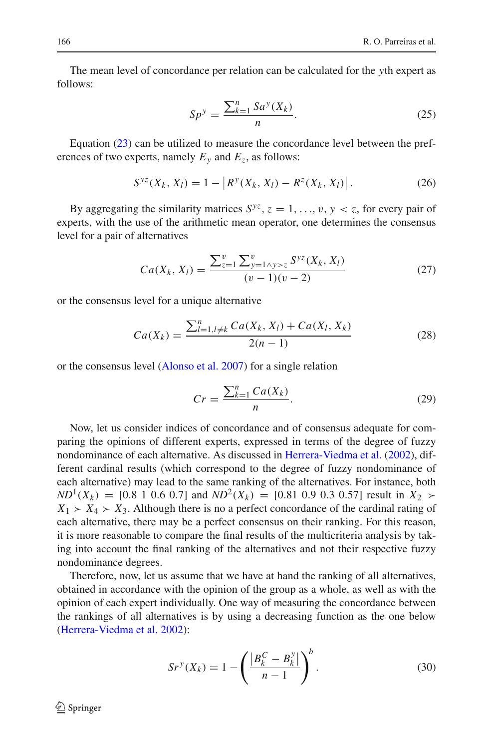The mean level of concordance per relation can be calculated for the $y$th expert as follows:

$$Sp^y = \frac{\sum_{k=1}^{n} Sa^y(X_k)}{n}. \tag{25}$$

Equation (23) can be utilized to measure the concordance level between the preferences of two experts, namely $E_y$ and $E_z$, as follows:

$$S^{yz}(X_k, X_l) = 1 - \left| R^y(X_k, X_l) - R^z(X_k, X_l) \right|. \tag{26}$$

By aggregating the similarity matrices $S^{yz}$, $z = 1, \ldots, v$, $y < z$, for every pair of experts, with the use of the arithmetic mean operator, one determines the consensus level for a pair of alternatives

$$Ca(X_k, X_l) = \frac{\sum_{z=1}^{v} \sum_{y=1 \wedge y>z}^{v} S^{yz}(X_k, X_l)}{(v-1)(v-2)} \tag{27}$$

or the consensus level for a unique alternative

$$Ca(X_k) = \frac{\sum_{l=1, l \neq k}^{n} Ca(X_k, X_l) + Ca(X_l, X_k)}{2(n-1)} \tag{28}$$

or the consensus level (Alonso et al. 2007) for a single relation

$$Cr = \frac{\sum_{k=1}^{n} Ca(X_k)}{n}. \tag{29}$$

Now, let us consider indices of concordance and of consensus adequate for comparing the opinions of different experts, expressed in terms of the degree of fuzzy nondominance of each alternative. As discussed in Herrera-Viedma et al. (2002), different cardinal results (which correspond to the degree of fuzzy nondominance of each alternative) may lead to the same ranking of the alternatives. For instance, both $ND^1(X_k) = [0.8 \;\, 1 \;\, 0.6 \;\, 0.7]$ and $ND^2(X_k) = [0.81 \;\, 0.9 \;\, 0.3 \;\, 0.57]$ result in $X_2 \succ X_1 \succ X_4 \succ X_3$. Although there is no a perfect concordance of the cardinal rating of each alternative, there may be a perfect consensus on their ranking. For this reason, it is more reasonable to compare the final results of the multicriteria analysis by taking into account the final ranking of the alternatives and not their respective fuzzy nondominance degrees.

Therefore, now, let us assume that we have at hand the ranking of all alternatives, obtained in accordance with the opinion of the group as a whole, as well as with the opinion of each expert individually. One way of measuring the concordance between the rankings of all alternatives is by using a decreasing function as the one below (Herrera-Viedma et al. 2002):

$$Sr^y(X_k) = 1 - \left( \frac{\left| B_k^C - B_k^y \right|}{n-1} \right)^b. \tag{30}$$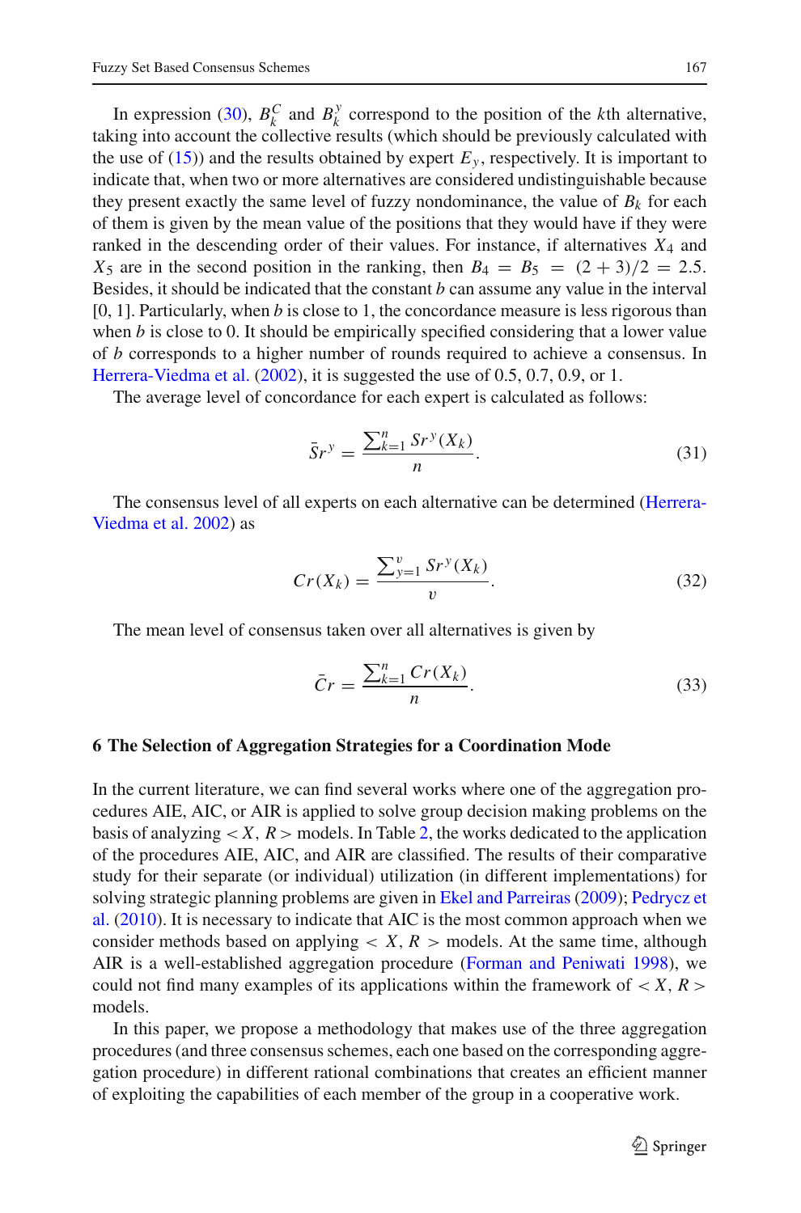In expression (30), $B_k^C$ and $B_k^y$ correspond to the position of the $k$th alternative, taking into account the collective results (which should be previously calculated with the use of (15)) and the results obtained by expert $E_y$, respectively. It is important to indicate that, when two or more alternatives are considered undistinguishable because they present exactly the same level of fuzzy nondominance, the value of $B_k$ for each of them is given by the mean value of the positions that they would have if they were ranked in the descending order of their values. For instance, if alternatives $X_4$ and $X_5$ are in the second position in the ranking, then $B_4 = B_5 = (2+3)/2 = 2.5$. Besides, it should be indicated that the constant $b$ can assume any value in the interval [0, 1]. Particularly, when $b$ is close to 1, the concordance measure is less rigorous than when $b$ is close to 0. It should be empirically specified considering that a lower value of $b$ corresponds to a higher number of rounds required to achieve a consensus. In Herrera-Viedma et al. (2002), it is suggested the use of 0.5, 0.7, 0.9, or 1.

The average level of concordance for each expert is calculated as follows:

$$\bar{S}r^y = \frac{\sum_{k=1}^{n} Sr^y(X_k)}{n}. \tag{31}$$

The consensus level of all experts on each alternative can be determined (Herrera-Viedma et al. 2002) as

$$Cr(X_k) = \frac{\sum_{y=1}^{v} Sr^y(X_k)}{v}. \tag{32}$$

The mean level of consensus taken over all alternatives is given by

$$\bar{C}r = \frac{\sum_{k=1}^{n} Cr(X_k)}{n}. \tag{33}$$

## 6 The Selection of Aggregation Strategies for a Coordination Mode

In the current literature, we can find several works where one of the aggregation procedures AIE, AIC, or AIR is applied to solve group decision making problems on the basis of analyzing $< X, R >$ models. In Table 2, the works dedicated to the application of the procedures AIE, AIC, and AIR are classified. The results of their comparative study for their separate (or individual) utilization (in different implementations) for solving strategic planning problems are given in Ekel and Parreiras (2009); Pedrycz et al. (2010). It is necessary to indicate that AIC is the most common approach when we consider methods based on applying $< X, R >$ models. At the same time, although AIR is a well-established aggregation procedure (Forman and Peniwati 1998), we could not find many examples of its applications within the framework of $< X, R >$ models.

In this paper, we propose a methodology that makes use of the three aggregation procedures (and three consensus schemes, each one based on the corresponding aggregation procedure) in different rational combinations that creates an efficient manner of exploiting the capabilities of each member of the group in a cooperative work.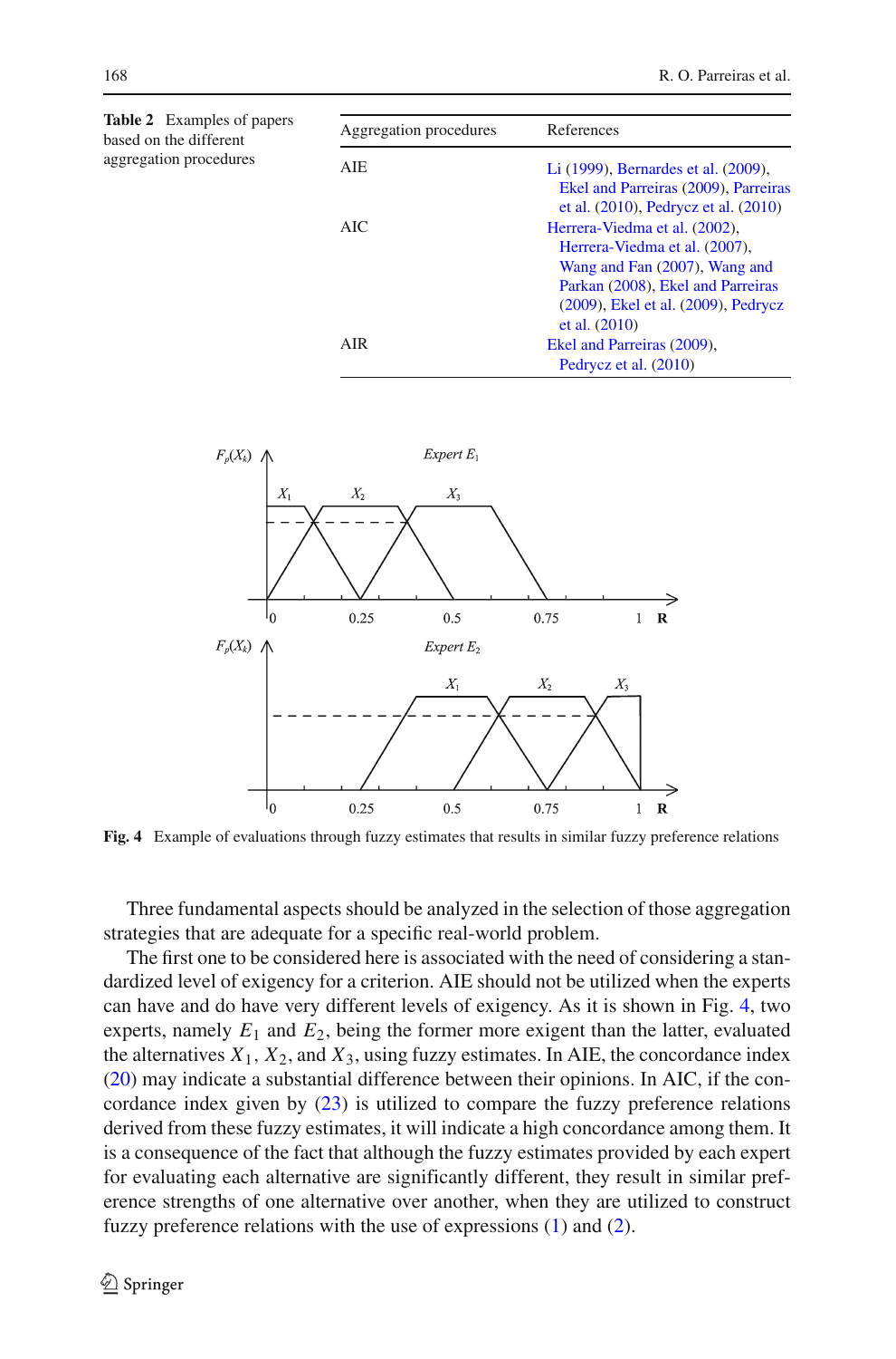**Table 2** Examples of papers based on the different aggregation procedures

| Aggregation procedures | References |
|---|---|
| AIE | Li (1999), Bernardes et al. (2009), Ekel and Parreiras (2009), Parreiras et al. (2010), Pedrycz et al. (2010) |
| AIC | Herrera-Viedma et al. (2002), Herrera-Viedma et al. (2007), Wang and Fan (2007), Wang and Parkan (2008), Ekel and Parreiras (2009), Ekel et al. (2009), Pedrycz et al. (2010) |
| AIR | Ekel and Parreiras (2009), Pedrycz et al. (2010) |

**Fig. 4** Example of evaluations through fuzzy estimates that results in similar fuzzy preference relations

Three fundamental aspects should be analyzed in the selection of those aggregation strategies that are adequate for a specific real-world problem.

The first one to be considered here is associated with the need of considering a standardized level of exigency for a criterion. AIE should not be utilized when the experts can have and do have very different levels of exigency. As it is shown in Fig. 4, two experts, namely $E_1$ and $E_2$, being the former more exigent than the latter, evaluated the alternatives $X_1$, $X_2$, and $X_3$, using fuzzy estimates. In AIE, the concordance index (20) may indicate a substantial difference between their opinions. In AIC, if the concordance index given by (23) is utilized to compare the fuzzy preference relations derived from these fuzzy estimates, it will indicate a high concordance among them. It is a consequence of the fact that although the fuzzy estimates provided by each expert for evaluating each alternative are significantly different, they result in similar preference strengths of one alternative over another, when they are utilized to construct fuzzy preference relations with the use of expressions (1) and (2).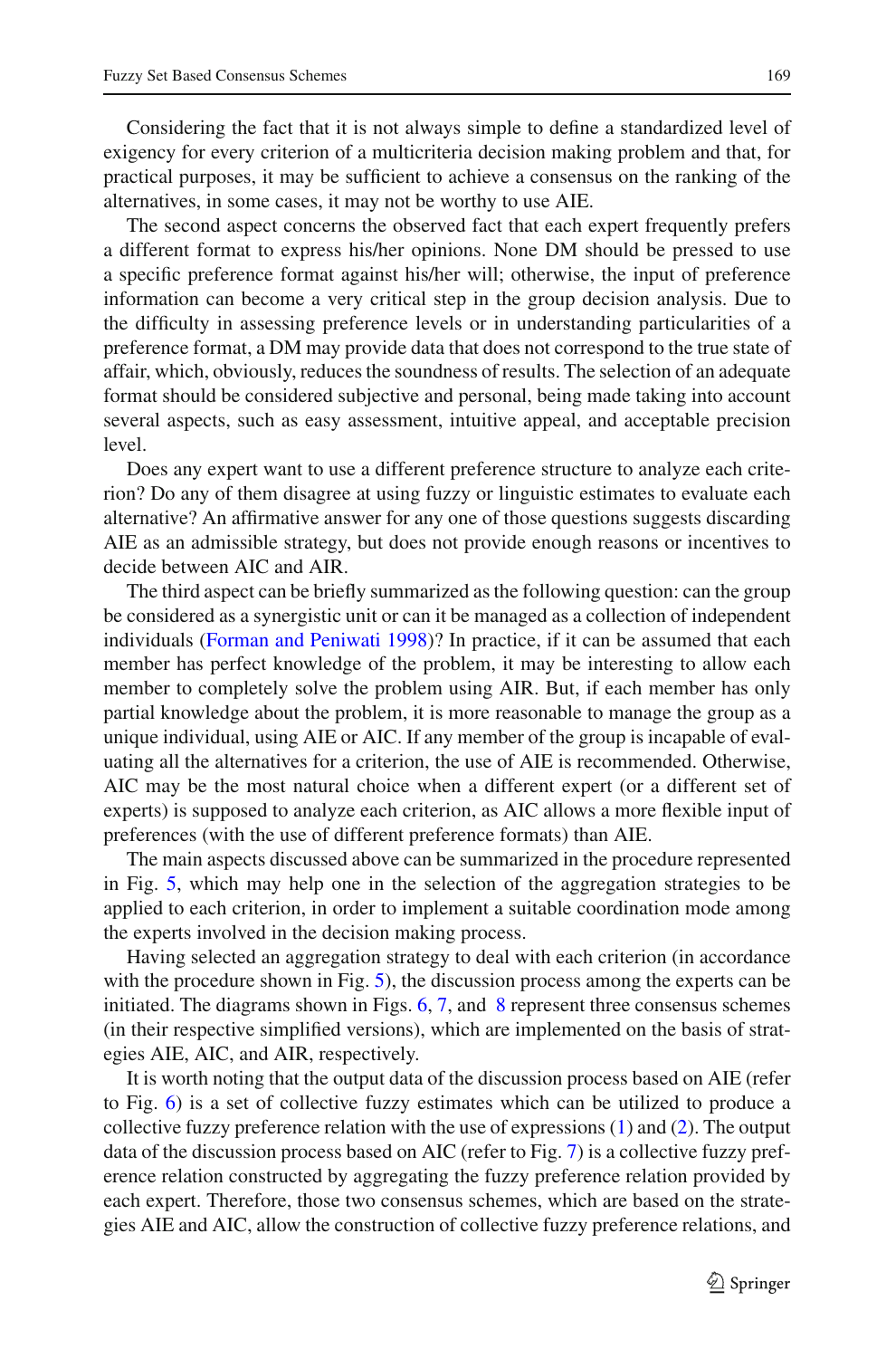Considering the fact that it is not always simple to define a standardized level of exigency for every criterion of a multicriteria decision making problem and that, for practical purposes, it may be sufficient to achieve a consensus on the ranking of the alternatives, in some cases, it may not be worthy to use AIE.

The second aspect concerns the observed fact that each expert frequently prefers a different format to express his/her opinions. None DM should be pressed to use a specific preference format against his/her will; otherwise, the input of preference information can become a very critical step in the group decision analysis. Due to the difficulty in assessing preference levels or in understanding particularities of a preference format, a DM may provide data that does not correspond to the true state of affair, which, obviously, reduces the soundness of results. The selection of an adequate format should be considered subjective and personal, being made taking into account several aspects, such as easy assessment, intuitive appeal, and acceptable precision level.

Does any expert want to use a different preference structure to analyze each criterion? Do any of them disagree at using fuzzy or linguistic estimates to evaluate each alternative? An affirmative answer for any one of those questions suggests discarding AIE as an admissible strategy, but does not provide enough reasons or incentives to decide between AIC and AIR.

The third aspect can be briefly summarized as the following question: can the group be considered as a synergistic unit or can it be managed as a collection of independent individuals (Forman and Peniwati 1998)? In practice, if it can be assumed that each member has perfect knowledge of the problem, it may be interesting to allow each member to completely solve the problem using AIR. But, if each member has only partial knowledge about the problem, it is more reasonable to manage the group as a unique individual, using AIE or AIC. If any member of the group is incapable of evaluating all the alternatives for a criterion, the use of AIE is recommended. Otherwise, AIC may be the most natural choice when a different expert (or a different set of experts) is supposed to analyze each criterion, as AIC allows a more flexible input of preferences (with the use of different preference formats) than AIE.

The main aspects discussed above can be summarized in the procedure represented in Fig. 5, which may help one in the selection of the aggregation strategies to be applied to each criterion, in order to implement a suitable coordination mode among the experts involved in the decision making process.

Having selected an aggregation strategy to deal with each criterion (in accordance with the procedure shown in Fig. 5), the discussion process among the experts can be initiated. The diagrams shown in Figs. 6, 7, and 8 represent three consensus schemes (in their respective simplified versions), which are implemented on the basis of strategies AIE, AIC, and AIR, respectively.

It is worth noting that the output data of the discussion process based on AIE (refer to Fig. 6) is a set of collective fuzzy estimates which can be utilized to produce a collective fuzzy preference relation with the use of expressions (1) and (2). The output data of the discussion process based on AIC (refer to Fig. 7) is a collective fuzzy preference relation constructed by aggregating the fuzzy preference relation provided by each expert. Therefore, those two consensus schemes, which are based on the strategies AIE and AIC, allow the construction of collective fuzzy preference relations, and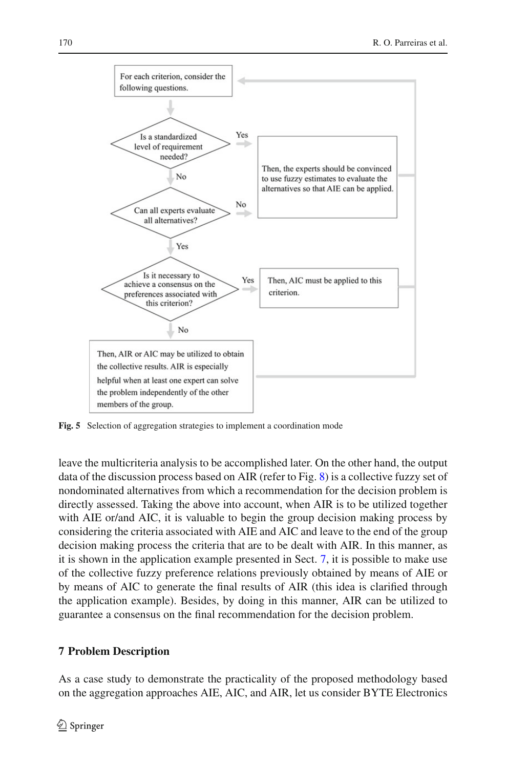For each criterion, consider the following questions.

Is a standardized level of requirement needed?
- Yes → Then, the experts should be convinced to use fuzzy estimates to evaluate the alternatives so that AIE can be applied.
- No → Can all experts evaluate all alternatives?
  - No → Then, the experts should be convinced to use fuzzy estimates to evaluate the alternatives so that AIE can be applied.
  - Yes → Is it necessary to achieve a consensus on the preferences associated with this criterion?
    - Yes → Then, AIC must be applied to this criterion.
    - No → Then, AIR or AIC may be utilized to obtain the collective results. AIR is especially helpful when at least one expert can solve the problem independently of the other members of the group.

**Fig. 5** Selection of aggregation strategies to implement a coordination mode

leave the multicriteria analysis to be accomplished later. On the other hand, the output data of the discussion process based on AIR (refer to Fig. 8) is a collective fuzzy set of nondominated alternatives from which a recommendation for the decision problem is directly assessed. Taking the above into account, when AIR is to be utilized together with AIE or/and AIC, it is valuable to begin the group decision making process by considering the criteria associated with AIE and AIC and leave to the end of the group decision making process the criteria that are to be dealt with AIR. In this manner, as it is shown in the application example presented in Sect. 7, it is possible to make use of the collective fuzzy preference relations previously obtained by means of AIE or by means of AIC to generate the final results of AIR (this idea is clarified through the application example). Besides, by doing in this manner, AIR can be utilized to guarantee a consensus on the final recommendation for the decision problem.

## 7 Problem Description

As a case study to demonstrate the practicality of the proposed methodology based on the aggregation approaches AIE, AIC, and AIR, let us consider BYTE Electronics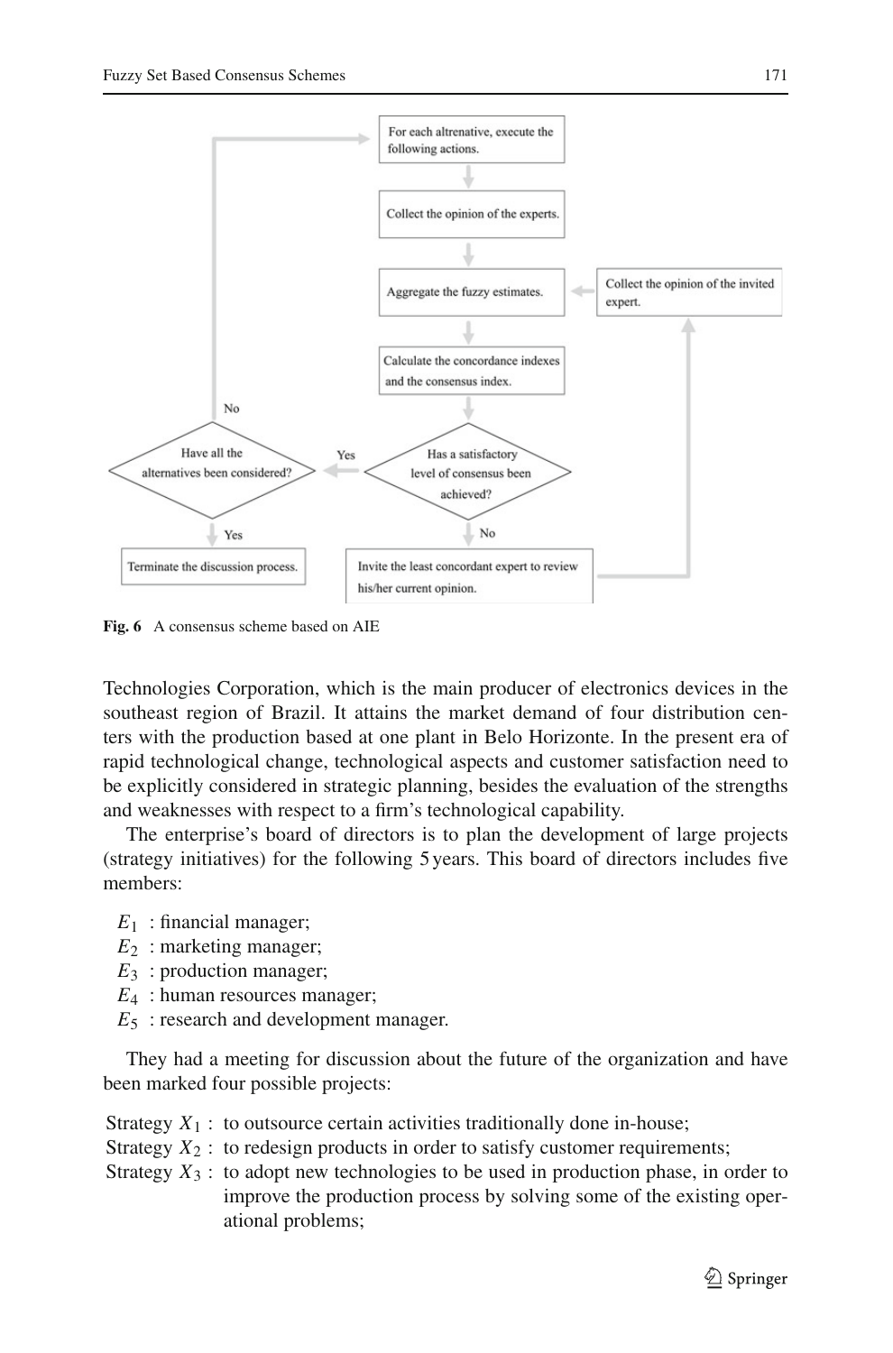**Fig. 6** A consensus scheme based on AIE

Technologies Corporation, which is the main producer of electronics devices in the southeast region of Brazil. It attains the market demand of four distribution centers with the production based at one plant in Belo Horizonte. In the present era of rapid technological change, technological aspects and customer satisfaction need to be explicitly considered in strategic planning, besides the evaluation of the strengths and weaknesses with respect to a firm's technological capability.

The enterprise's board of directors is to plan the development of large projects (strategy initiatives) for the following 5 years. This board of directors includes five members:

- $E_1$ : financial manager;
- $E_2$ : marketing manager;
- $E_3$ : production manager;
- $E_4$ : human resources manager;
- $E_5$ : research and development manager.

They had a meeting for discussion about the future of the organization and have been marked four possible projects:

- Strategy $X_1$ : to outsource certain activities traditionally done in-house;
- Strategy $X_2$ : to redesign products in order to satisfy customer requirements;
- Strategy $X_3$ : to adopt new technologies to be used in production phase, in order to improve the production process by solving some of the existing operational problems;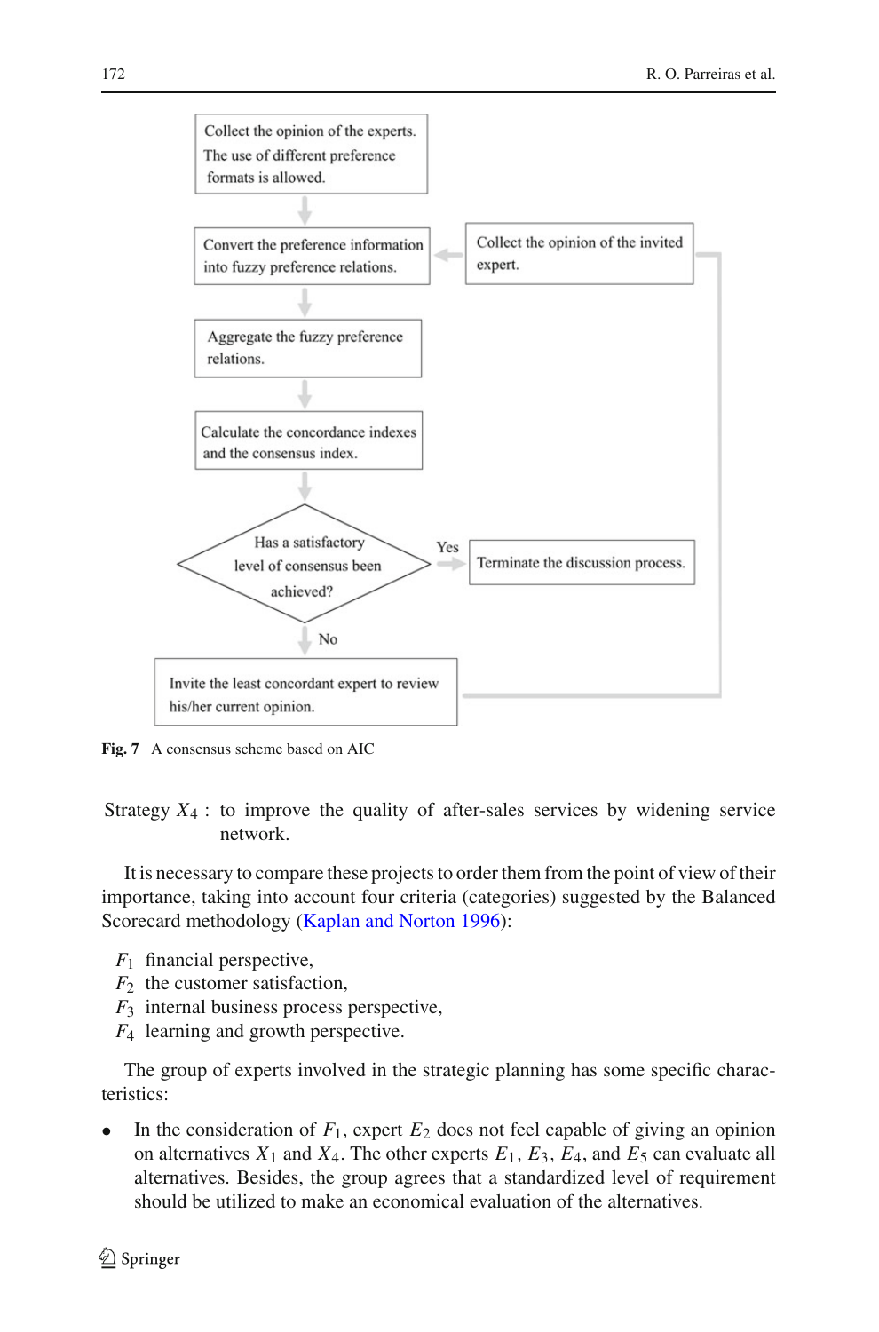Collect the opinion of the experts. The use of different preference formats is allowed.

Convert the preference information into fuzzy preference relations.

Collect the opinion of the invited expert.

Aggregate the fuzzy preference relations.

Calculate the concordance indexes and the consensus index.

Has a satisfactory level of consensus been achieved?

Yes

Terminate the discussion process.

No

Invite the least concordant expert to review his/her current opinion.

**Fig. 7** A consensus scheme based on AIC

Strategy $X_4$ : to improve the quality of after-sales services by widening service network.

It is necessary to compare these projects to order them from the point of view of their importance, taking into account four criteria (categories) suggested by the Balanced Scorecard methodology (Kaplan and Norton 1996):

- $F_1$ financial perspective,
- $F_2$ the customer satisfaction,
- $F_3$ internal business process perspective,
- $F_4$ learning and growth perspective.

The group of experts involved in the strategic planning has some specific characteristics:

- In the consideration of $F_1$, expert $E_2$ does not feel capable of giving an opinion on alternatives $X_1$ and $X_4$. The other experts $E_1$, $E_3$, $E_4$, and $E_5$ can evaluate all alternatives. Besides, the group agrees that a standardized level of requirement should be utilized to make an economical evaluation of the alternatives.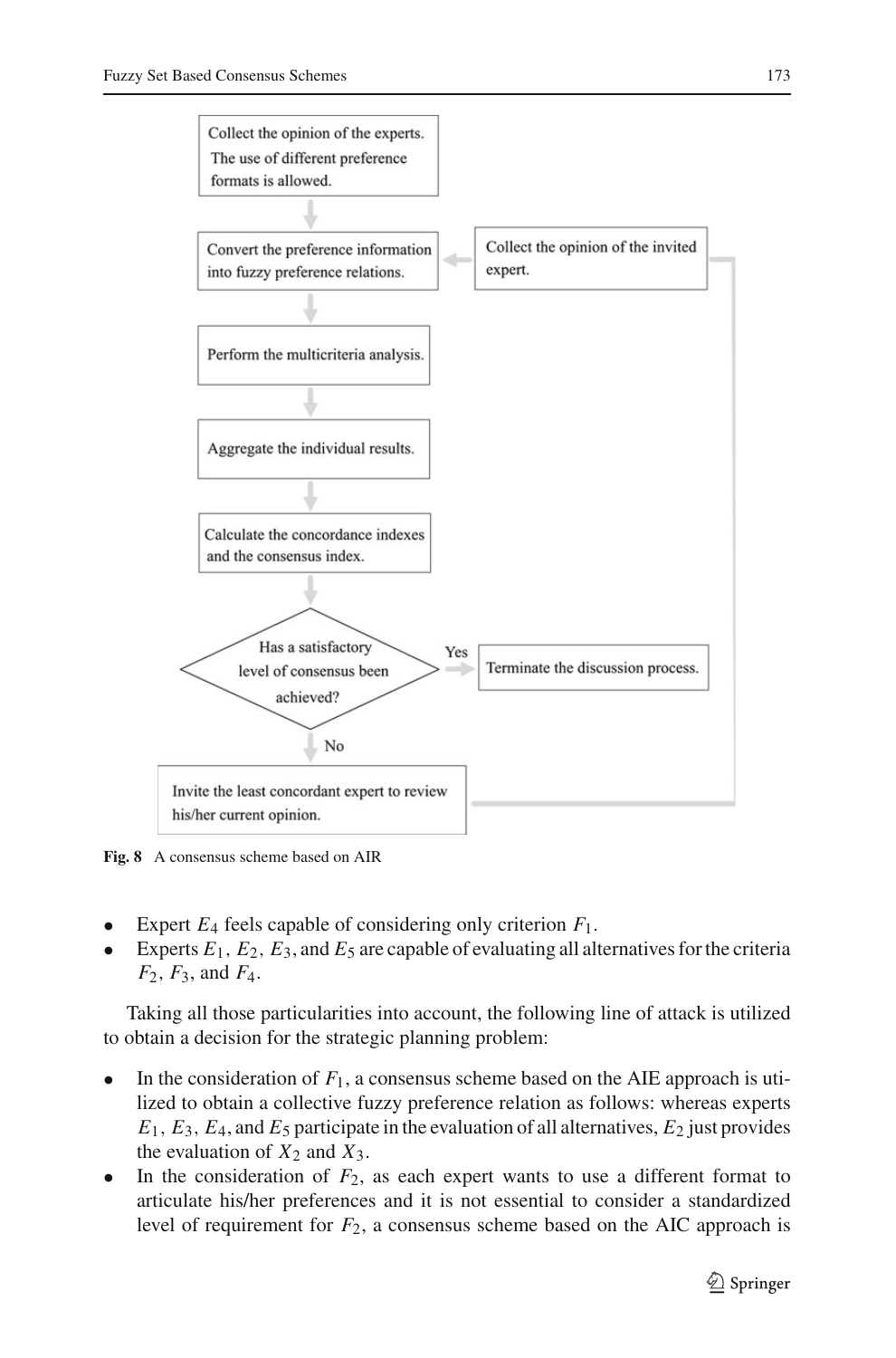**Fig. 8** A consensus scheme based on AIR

- Expert $E_4$ feels capable of considering only criterion $F_1$.
- Experts $E_1$, $E_2$, $E_3$, and $E_5$ are capable of evaluating all alternatives for the criteria $F_2$, $F_3$, and $F_4$.

Taking all those particularities into account, the following line of attack is utilized to obtain a decision for the strategic planning problem:

- In the consideration of $F_1$, a consensus scheme based on the AIE approach is utilized to obtain a collective fuzzy preference relation as follows: whereas experts $E_1$, $E_3$, $E_4$, and $E_5$ participate in the evaluation of all alternatives, $E_2$ just provides the evaluation of $X_2$ and $X_3$.
- In the consideration of $F_2$, as each expert wants to use a different format to articulate his/her preferences and it is not essential to consider a standardized level of requirement for $F_2$, a consensus scheme based on the AIC approach is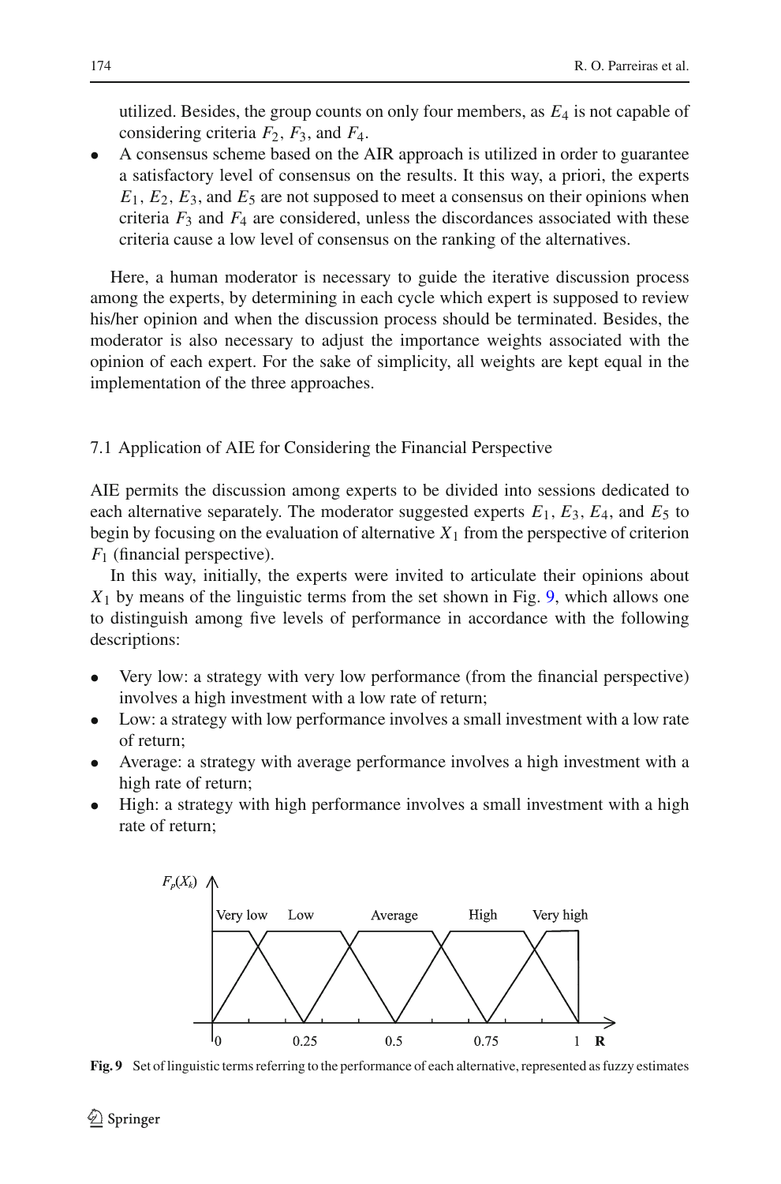utilized. Besides, the group counts on only four members, as $E_4$ is not capable of considering criteria $F_2$, $F_3$, and $F_4$.

- A consensus scheme based on the AIR approach is utilized in order to guarantee a satisfactory level of consensus on the results. It this way, a priori, the experts $E_1$, $E_2$, $E_3$, and $E_5$ are not supposed to meet a consensus on their opinions when criteria $F_3$ and $F_4$ are considered, unless the discordances associated with these criteria cause a low level of consensus on the ranking of the alternatives.

Here, a human moderator is necessary to guide the iterative discussion process among the experts, by determining in each cycle which expert is supposed to review his/her opinion and when the discussion process should be terminated. Besides, the moderator is also necessary to adjust the importance weights associated with the opinion of each expert. For the sake of simplicity, all weights are kept equal in the implementation of the three approaches.

### 7.1 Application of AIE for Considering the Financial Perspective

AIE permits the discussion among experts to be divided into sessions dedicated to each alternative separately. The moderator suggested experts $E_1$, $E_3$, $E_4$, and $E_5$ to begin by focusing on the evaluation of alternative $X_1$ from the perspective of criterion $F_1$ (financial perspective).

In this way, initially, the experts were invited to articulate their opinions about $X_1$ by means of the linguistic terms from the set shown in Fig. 9, which allows one to distinguish among five levels of performance in accordance with the following descriptions:

- Very low: a strategy with very low performance (from the financial perspective) involves a high investment with a low rate of return;
- Low: a strategy with low performance involves a small investment with a low rate of return;
- Average: a strategy with average performance involves a high investment with a high rate of return;
- High: a strategy with high performance involves a small investment with a high rate of return;

**Fig. 9** Set of linguistic terms referring to the performance of each alternative, represented as fuzzy estimates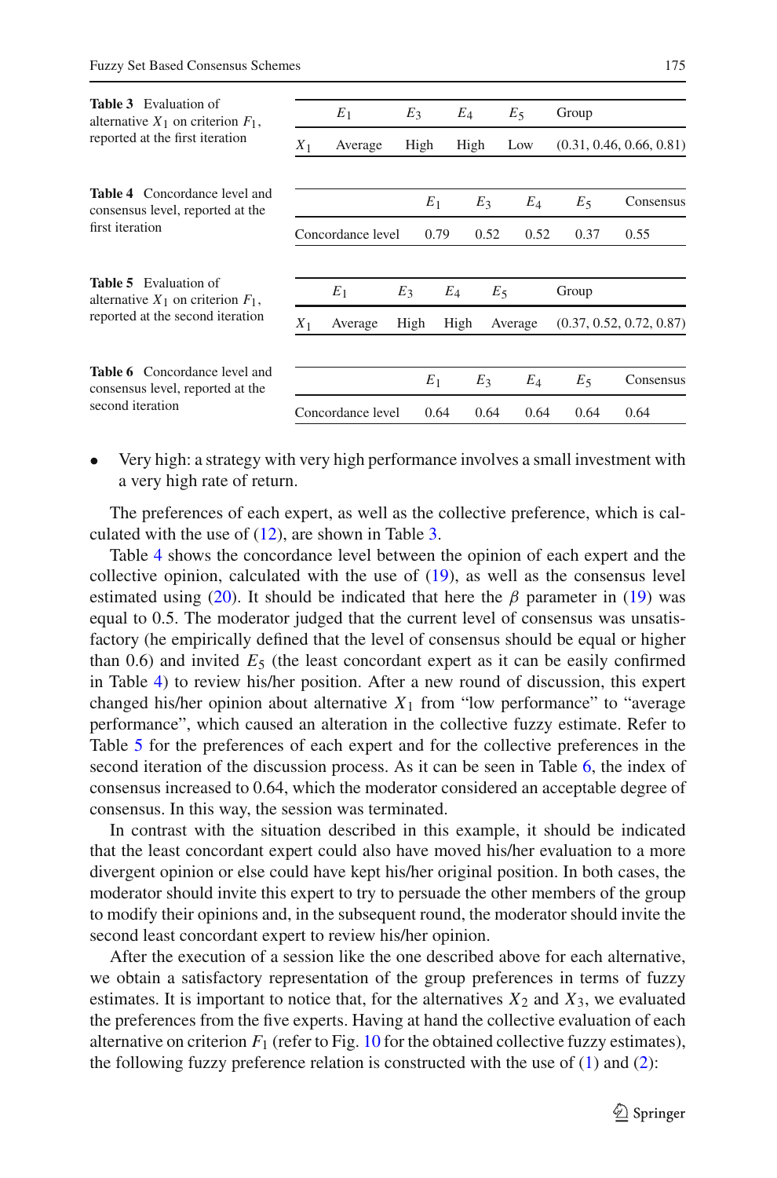**Table 3** Evaluation of alternative $X_1$ on criterion $F_1$, reported at the first iteration

| | $E_1$ | $E_3$ | $E_4$ | $E_5$ | Group |
|---|---|---|---|---|---|
| $X_1$ | Average | High | High | Low | (0.31, 0.46, 0.66, 0.81) |

**Table 4** Concordance level and consensus level, reported at the first iteration

| | $E_1$ | $E_3$ | $E_4$ | $E_5$ | Consensus |
|---|---|---|---|---|---|
| Concordance level | 0.79 | 0.52 | 0.52 | 0.37 | 0.55 |

**Table 5** Evaluation of alternative $X_1$ on criterion $F_1$, reported at the second iteration

| | $E_1$ | $E_3$ | $E_4$ | $E_5$ | Group |
|---|---|---|---|---|---|
| $X_1$ | Average | High | High | Average | (0.37, 0.52, 0.72, 0.87) |

**Table 6** Concordance level and consensus level, reported at the second iteration

| | $E_1$ | $E_3$ | $E_4$ | $E_5$ | Consensus |
|---|---|---|---|---|---|
| Concordance level | 0.64 | 0.64 | 0.64 | 0.64 | 0.64 |

- Very high: a strategy with very high performance involves a small investment with a very high rate of return.

The preferences of each expert, as well as the collective preference, which is calculated with the use of (12), are shown in Table 3.

Table 4 shows the concordance level between the opinion of each expert and the collective opinion, calculated with the use of (19), as well as the consensus level estimated using (20). It should be indicated that here the $\beta$ parameter in (19) was equal to 0.5. The moderator judged that the current level of consensus was unsatisfactory (he empirically defined that the level of consensus should be equal or higher than 0.6) and invited $E_5$ (the least concordant expert as it can be easily confirmed in Table 4) to review his/her position. After a new round of discussion, this expert changed his/her opinion about alternative $X_1$ from "low performance" to "average performance", which caused an alteration in the collective fuzzy estimate. Refer to Table 5 for the preferences of each expert and for the collective preferences in the second iteration of the discussion process. As it can be seen in Table 6, the index of consensus increased to 0.64, which the moderator considered an acceptable degree of consensus. In this way, the session was terminated.

In contrast with the situation described in this example, it should be indicated that the least concordant expert could also have moved his/her evaluation to a more divergent opinion or else could have kept his/her original position. In both cases, the moderator should invite this expert to try to persuade the other members of the group to modify their opinions and, in the subsequent round, the moderator should invite the second least concordant expert to review his/her opinion.

After the execution of a session like the one described above for each alternative, we obtain a satisfactory representation of the group preferences in terms of fuzzy estimates. It is important to notice that, for the alternatives $X_2$ and $X_3$, we evaluated the preferences from the five experts. Having at hand the collective evaluation of each alternative on criterion $F_1$ (refer to Fig. 10 for the obtained collective fuzzy estimates), the following fuzzy preference relation is constructed with the use of (1) and (2):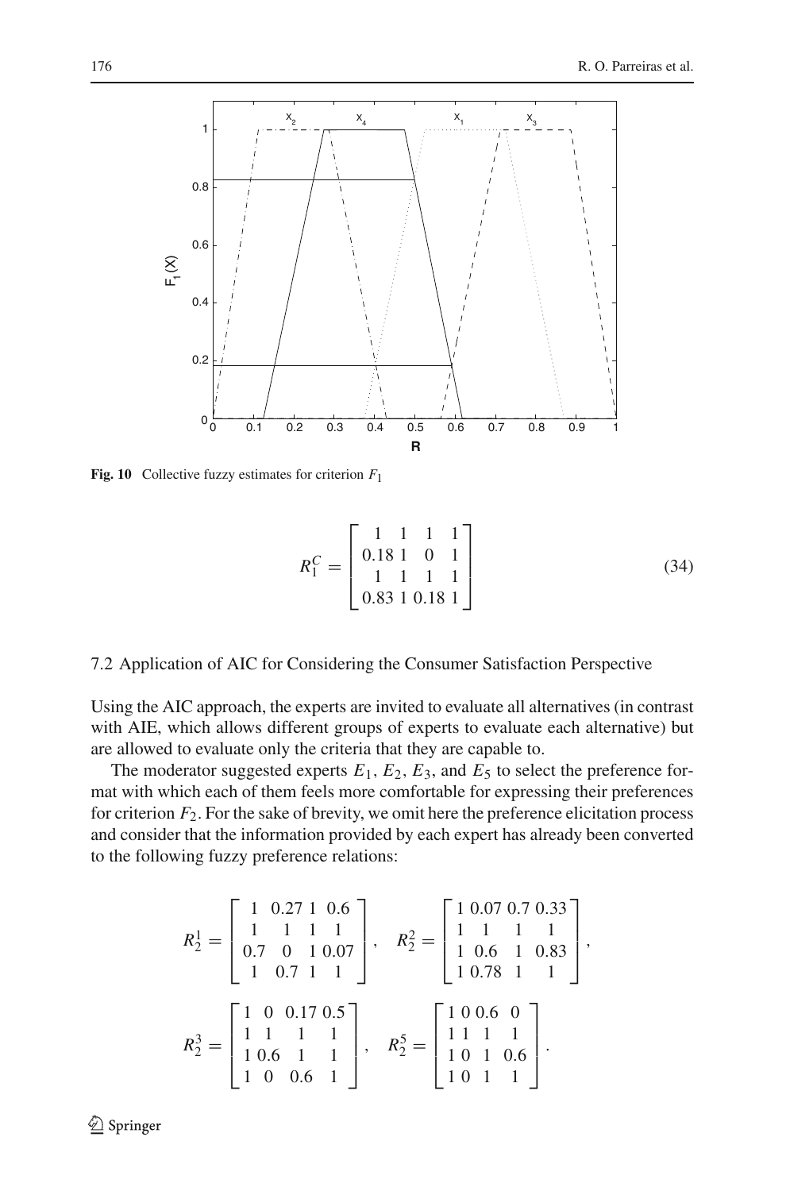**Fig. 10** Collective fuzzy estimates for criterion $F_1$

$$R_1^C = \begin{bmatrix} 1 & 1 & 1 & 1 \\ 0.18 & 1 & 0 & 1 \\ 1 & 1 & 1 & 1 \\ 0.83 & 1 & 0.18 & 1 \end{bmatrix} \tag{34}$$

### 7.2 Application of AIC for Considering the Consumer Satisfaction Perspective

Using the AIC approach, the experts are invited to evaluate all alternatives (in contrast with AIE, which allows different groups of experts to evaluate each alternative) but are allowed to evaluate only the criteria that they are capable to.

The moderator suggested experts $E_1$, $E_2$, $E_3$, and $E_5$ to select the preference format with which each of them feels more comfortable for expressing their preferences for criterion $F_2$. For the sake of brevity, we omit here the preference elicitation process and consider that the information provided by each expert has already been converted to the following fuzzy preference relations:

$$R_2^1 = \begin{bmatrix} 1 & 0.27 & 1 & 0.6 \\ 1 & 1 & 1 & 1 \\ 0.7 & 0 & 1 & 0.07 \\ 1 & 0.7 & 1 & 1 \end{bmatrix}, \quad R_2^2 = \begin{bmatrix} 1 & 0.07 & 0.7 & 0.33 \\ 1 & 1 & 1 & 1 \\ 1 & 0.6 & 1 & 0.83 \\ 1 & 0.78 & 1 & 1 \end{bmatrix},$$

$$R_2^3 = \begin{bmatrix} 1 & 0 & 0.17 & 0.5 \\ 1 & 1 & 1 & 1 \\ 1 & 0.6 & 1 & 1 \\ 1 & 0 & 0.6 & 1 \end{bmatrix}, \quad R_2^5 = \begin{bmatrix} 1 & 0 & 0.6 & 0 \\ 1 & 1 & 1 & 1 \\ 1 & 0 & 1 & 0.6 \\ 1 & 0 & 1 & 1 \end{bmatrix}.$$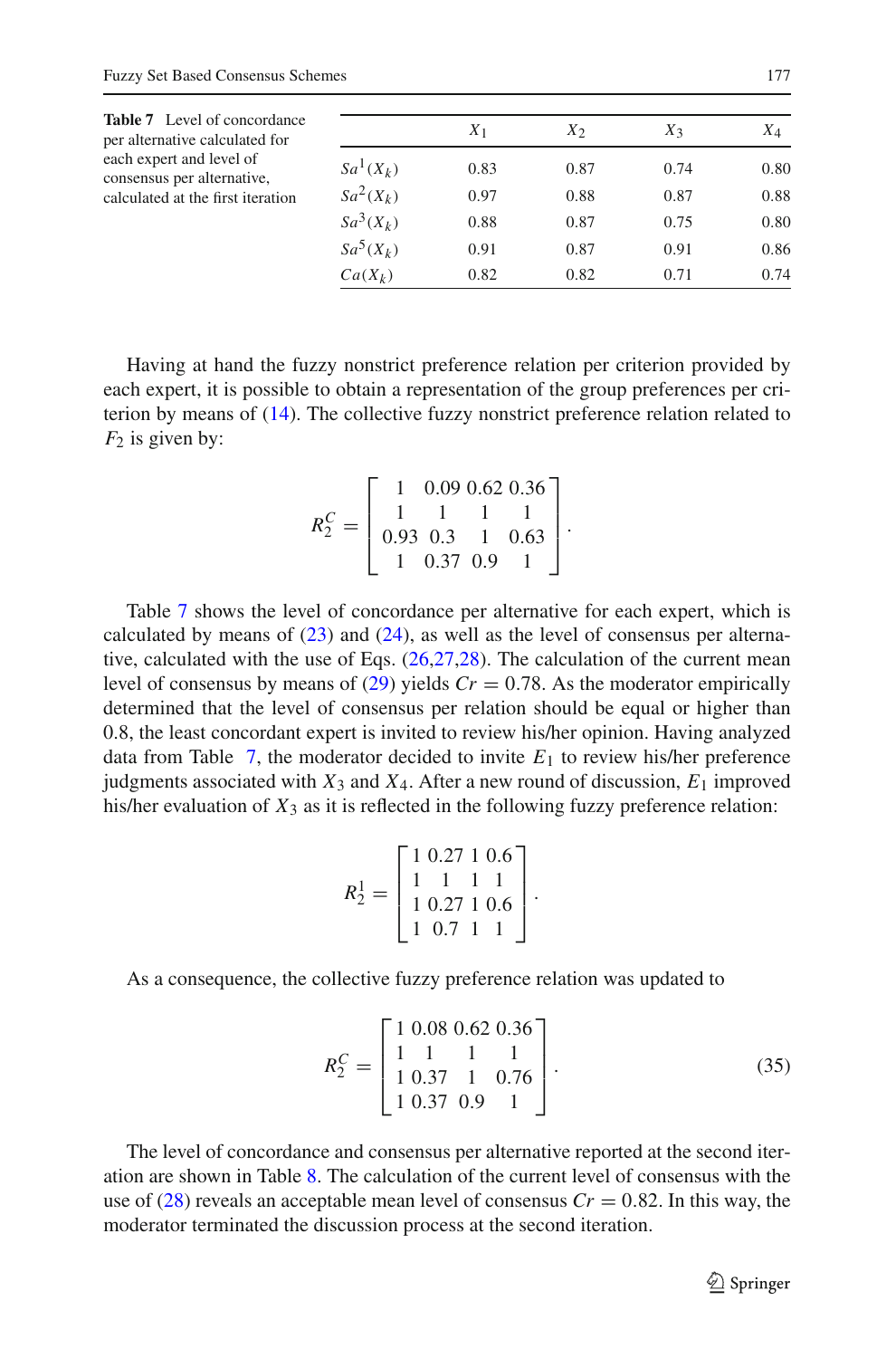**Table 7** Level of concordance per alternative calculated for each expert and level of consensus per alternative, calculated at the first iteration

| | $X_1$ | $X_2$ | $X_3$ | $X_4$ |
|---|---|---|---|---|
| $Sa^1(X_k)$ | 0.83 | 0.87 | 0.74 | 0.80 |
| $Sa^2(X_k)$ | 0.97 | 0.88 | 0.87 | 0.88 |
| $Sa^3(X_k)$ | 0.88 | 0.87 | 0.75 | 0.80 |
| $Sa^5(X_k)$ | 0.91 | 0.87 | 0.91 | 0.86 |
| $Ca(X_k)$ | 0.82 | 0.82 | 0.71 | 0.74 |

Having at hand the fuzzy nonstrict preference relation per criterion provided by each expert, it is possible to obtain a representation of the group preferences per criterion by means of (14). The collective fuzzy nonstrict preference relation related to $F_2$ is given by:

$$R_2^C = \begin{bmatrix} 1 & 0.09 & 0.62 & 0.36 \\ 1 & 1 & 1 & 1 \\ 0.93 & 0.3 & 1 & 0.63 \\ 1 & 0.37 & 0.9 & 1 \end{bmatrix}.$$

Table 7 shows the level of concordance per alternative for each expert, which is calculated by means of (23) and (24), as well as the level of consensus per alternative, calculated with the use of Eqs. (26,27,28). The calculation of the current mean level of consensus by means of (29) yields $Cr = 0.78$. As the moderator empirically determined that the level of consensus per relation should be equal or higher than 0.8, the least concordant expert is invited to review his/her opinion. Having analyzed data from Table 7, the moderator decided to invite $E_1$ to review his/her preference judgments associated with $X_3$ and $X_4$. After a new round of discussion, $E_1$ improved his/her evaluation of $X_3$ as it is reflected in the following fuzzy preference relation:

$$R_2^1 = \begin{bmatrix} 1 & 0.27 & 1 & 0.6 \\ 1 & 1 & 1 & 1 \\ 1 & 0.27 & 1 & 0.6 \\ 1 & 0.7 & 1 & 1 \end{bmatrix}.$$

As a consequence, the collective fuzzy preference relation was updated to

$$R_2^C = \begin{bmatrix} 1 & 0.08 & 0.62 & 0.36 \\ 1 & 1 & 1 & 1 \\ 1 & 0.37 & 1 & 0.76 \\ 1 & 0.37 & 0.9 & 1 \end{bmatrix}. \tag{35}$$

The level of concordance and consensus per alternative reported at the second iteration are shown in Table 8. The calculation of the current level of consensus with the use of (28) reveals an acceptable mean level of consensus $Cr = 0.82$. In this way, the moderator terminated the discussion process at the second iteration.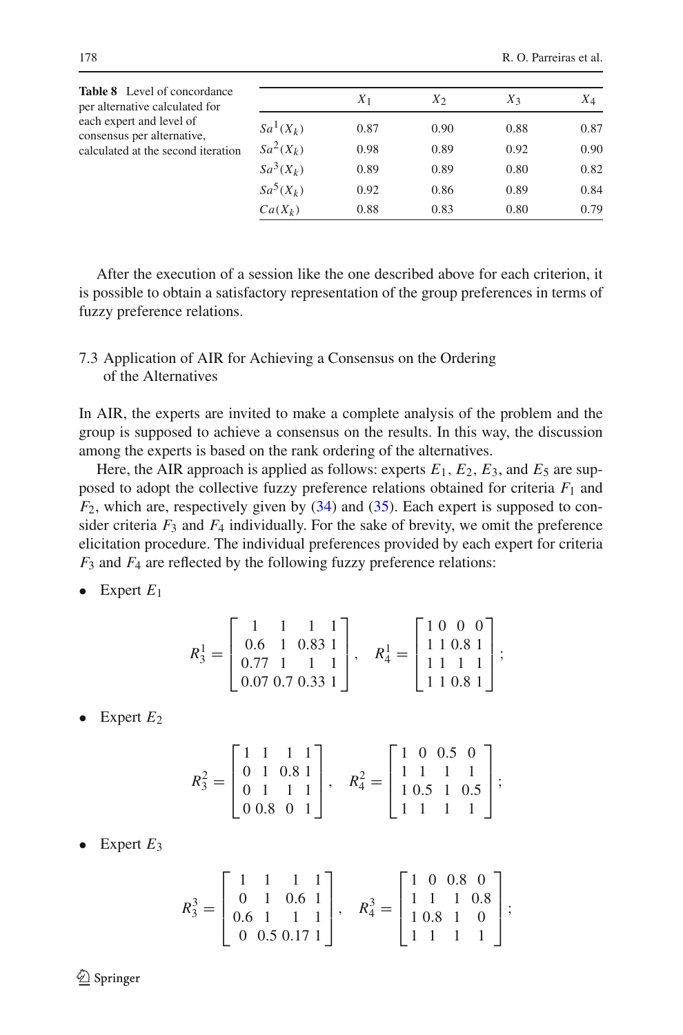**Table 8** Level of concordance per alternative calculated for each expert and level of consensus per alternative, calculated at the second iteration

| | $X_1$ | $X_2$ | $X_3$ | $X_4$ |
|---|---|---|---|---|
| $Sa^1(X_k)$ | 0.87 | 0.90 | 0.88 | 0.87 |
| $Sa^2(X_k)$ | 0.98 | 0.89 | 0.92 | 0.90 |
| $Sa^3(X_k)$ | 0.89 | 0.89 | 0.80 | 0.82 |
| $Sa^5(X_k)$ | 0.92 | 0.86 | 0.89 | 0.84 |
| $Ca(X_k)$ | 0.88 | 0.83 | 0.80 | 0.79 |

After the execution of a session like the one described above for each criterion, it is possible to obtain a satisfactory representation of the group preferences in terms of fuzzy preference relations.

### 7.3 Application of AIR for Achieving a Consensus on the Ordering of the Alternatives

In AIR, the experts are invited to make a complete analysis of the problem and the group is supposed to achieve a consensus on the results. In this way, the discussion among the experts is based on the rank ordering of the alternatives.

Here, the AIR approach is applied as follows: experts $E_1$, $E_2$, $E_3$, and $E_5$ are supposed to adopt the collective fuzzy preference relations obtained for criteria $F_1$ and $F_2$, which are, respectively given by (34) and (35). Each expert is supposed to consider criteria $F_3$ and $F_4$ individually. For the sake of brevity, we omit the preference elicitation procedure. The individual preferences provided by each expert for criteria $F_3$ and $F_4$ are reflected by the following fuzzy preference relations:

- Expert $E_1$

$$R_3^1 = \begin{bmatrix} 1 & 1 & 1 & 1 \\ 0.6 & 1 & 0.83 & 1 \\ 0.77 & 1 & 1 & 1 \\ 0.07 & 0.7 & 0.33 & 1 \end{bmatrix}, \quad R_4^1 = \begin{bmatrix} 1 & 0 & 0 & 0 \\ 1 & 1 & 0.8 & 1 \\ 1 & 1 & 1 & 1 \\ 1 & 1 & 0.8 & 1 \end{bmatrix};$$

- Expert $E_2$

$$R_3^2 = \begin{bmatrix} 1 & 1 & 1 & 1 \\ 0 & 1 & 0.8 & 1 \\ 0 & 1 & 1 & 1 \\ 0 & 0.8 & 0 & 1 \end{bmatrix}, \quad R_4^2 = \begin{bmatrix} 1 & 0 & 0.5 & 0 \\ 1 & 1 & 1 & 1 \\ 1 & 0.5 & 1 & 0.5 \\ 1 & 1 & 1 & 1 \end{bmatrix};$$

- Expert $E_3$

$$R_3^3 = \begin{bmatrix} 1 & 1 & 1 & 1 \\ 0 & 1 & 0.6 & 1 \\ 0.6 & 1 & 1 & 1 \\ 0 & 0.5 & 0.17 & 1 \end{bmatrix}, \quad R_4^3 = \begin{bmatrix} 1 & 0 & 0.8 & 0 \\ 1 & 1 & 1 & 0.8 \\ 1 & 0.8 & 1 & 0 \\ 1 & 1 & 1 & 1 \end{bmatrix};$$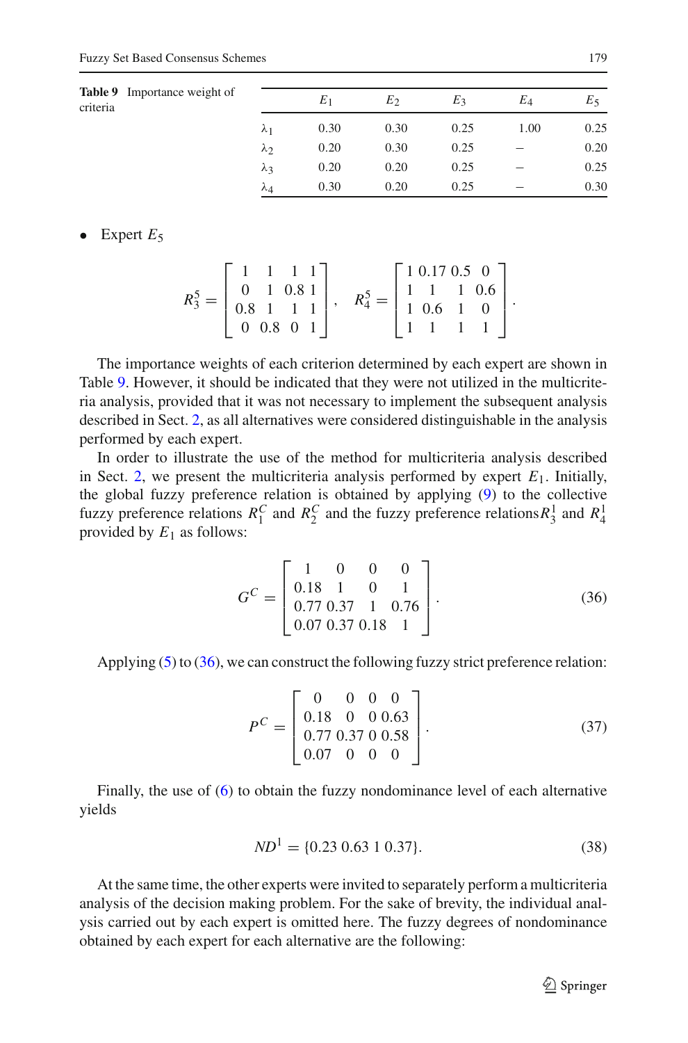**Table 9** Importance weight of criteria

| | $E_1$ | $E_2$ | $E_3$ | $E_4$ | $E_5$ |
|---|---|---|---|---|---|
| $\lambda_1$ | 0.30 | 0.30 | 0.25 | 1.00 | 0.25 |
| $\lambda_2$ | 0.20 | 0.30 | 0.25 | – | 0.20 |
| $\lambda_3$ | 0.20 | 0.20 | 0.25 | – | 0.25 |
| $\lambda_4$ | 0.30 | 0.20 | 0.25 | – | 0.30 |

- Expert $E_5$

$$R_3^5 = \begin{bmatrix} 1 & 1 & 1 & 1 \\ 0 & 1 & 0.8 & 1 \\ 0.8 & 1 & 1 & 1 \\ 0 & 0.8 & 0 & 1 \end{bmatrix}, \quad R_4^5 = \begin{bmatrix} 1 & 0.17 & 0.5 & 0 \\ 1 & 1 & 1 & 0.6 \\ 1 & 0.6 & 1 & 0 \\ 1 & 1 & 1 & 1 \end{bmatrix}.$$

The importance weights of each criterion determined by each expert are shown in Table 9. However, it should be indicated that they were not utilized in the multicriteria analysis, provided that it was not necessary to implement the subsequent analysis described in Sect. 2, as all alternatives were considered distinguishable in the analysis performed by each expert.

In order to illustrate the use of the method for multicriteria analysis described in Sect. 2, we present the multicriteria analysis performed by expert $E_1$. Initially, the global fuzzy preference relation is obtained by applying (9) to the collective fuzzy preference relations $R_1^C$ and $R_2^C$ and the fuzzy preference relations $R_3^1$ and $R_4^1$ provided by $E_1$ as follows:

$$G^C = \begin{bmatrix} 1 & 0 & 0 & 0 \\ 0.18 & 1 & 0 & 1 \\ 0.77 & 0.37 & 1 & 0.76 \\ 0.07 & 0.37 & 0.18 & 1 \end{bmatrix}. \tag{36}$$

Applying (5) to (36), we can construct the following fuzzy strict preference relation:

$$P^C = \begin{bmatrix} 0 & 0 & 0 & 0 \\ 0.18 & 0 & 0 & 0.63 \\ 0.77 & 0.37 & 0 & 0.58 \\ 0.07 & 0 & 0 & 0 \end{bmatrix}. \tag{37}$$

Finally, the use of (6) to obtain the fuzzy nondominance level of each alternative yields

$$ND^1 = \{0.23\ 0.63\ 1\ 0.37\}. \tag{38}$$

At the same time, the other experts were invited to separately perform a multicriteria analysis of the decision making problem. For the sake of brevity, the individual analysis carried out by each expert is omitted here. The fuzzy degrees of nondominance obtained by each expert for each alternative are the following: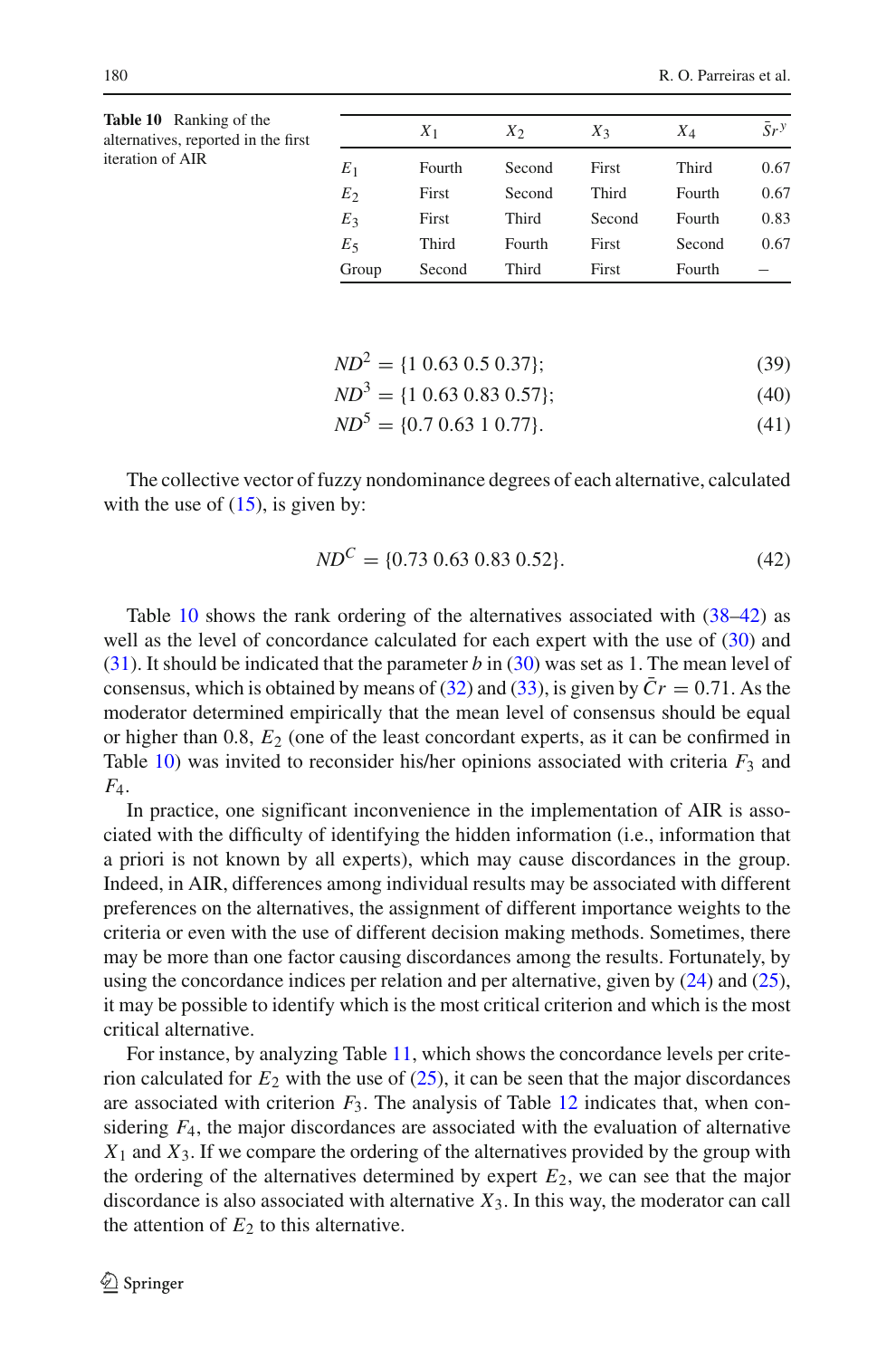**Table 10** Ranking of the alternatives, reported in the first iteration of AIR

| | $X_1$ | $X_2$ | $X_3$ | $X_4$ | $\bar{S}r^y$ |
|---|---|---|---|---|---|
| $E_1$ | Fourth | Second | First | Third | 0.67 |
| $E_2$ | First | Second | Third | Fourth | 0.67 |
| $E_3$ | First | Third | Second | Fourth | 0.83 |
| $E_5$ | Third | Fourth | First | Second | 0.67 |
| Group | Second | Third | First | Fourth | – |

$$ND^2 = \{1\ 0.63\ 0.5\ 0.37\}; \tag{39}$$

$$ND^3 = \{1\ 0.63\ 0.83\ 0.57\}; \tag{40}$$

$$ND^5 = \{0.7\ 0.63\ 1\ 0.77\}. \tag{41}$$

The collective vector of fuzzy nondominance degrees of each alternative, calculated with the use of (15), is given by:

$$ND^C = \{0.73\ 0.63\ 0.83\ 0.52\}. \tag{42}$$

Table 10 shows the rank ordering of the alternatives associated with (38–42) as well as the level of concordance calculated for each expert with the use of (30) and (31). It should be indicated that the parameter $b$ in (30) was set as 1. The mean level of consensus, which is obtained by means of (32) and (33), is given by $\bar{C}r = 0.71$. As the moderator determined empirically that the mean level of consensus should be equal or higher than 0.8, $E_2$ (one of the least concordant experts, as it can be confirmed in Table 10) was invited to reconsider his/her opinions associated with criteria $F_3$ and $F_4$.

In practice, one significant inconvenience in the implementation of AIR is associated with the difficulty of identifying the hidden information (i.e., information that a priori is not known by all experts), which may cause discordances in the group. Indeed, in AIR, differences among individual results may be associated with different preferences on the alternatives, the assignment of different importance weights to the criteria or even with the use of different decision making methods. Sometimes, there may be more than one factor causing discordances among the results. Fortunately, by using the concordance indices per relation and per alternative, given by (24) and (25), it may be possible to identify which is the most critical criterion and which is the most critical alternative.

For instance, by analyzing Table 11, which shows the concordance levels per criterion calculated for $E_2$ with the use of (25), it can be seen that the major discordances are associated with criterion $F_3$. The analysis of Table 12 indicates that, when considering $F_4$, the major discordances are associated with the evaluation of alternative $X_1$ and $X_3$. If we compare the ordering of the alternatives provided by the group with the ordering of the alternatives determined by expert $E_2$, we can see that the major discordance is also associated with alternative $X_3$. In this way, the moderator can call the attention of $E_2$ to this alternative.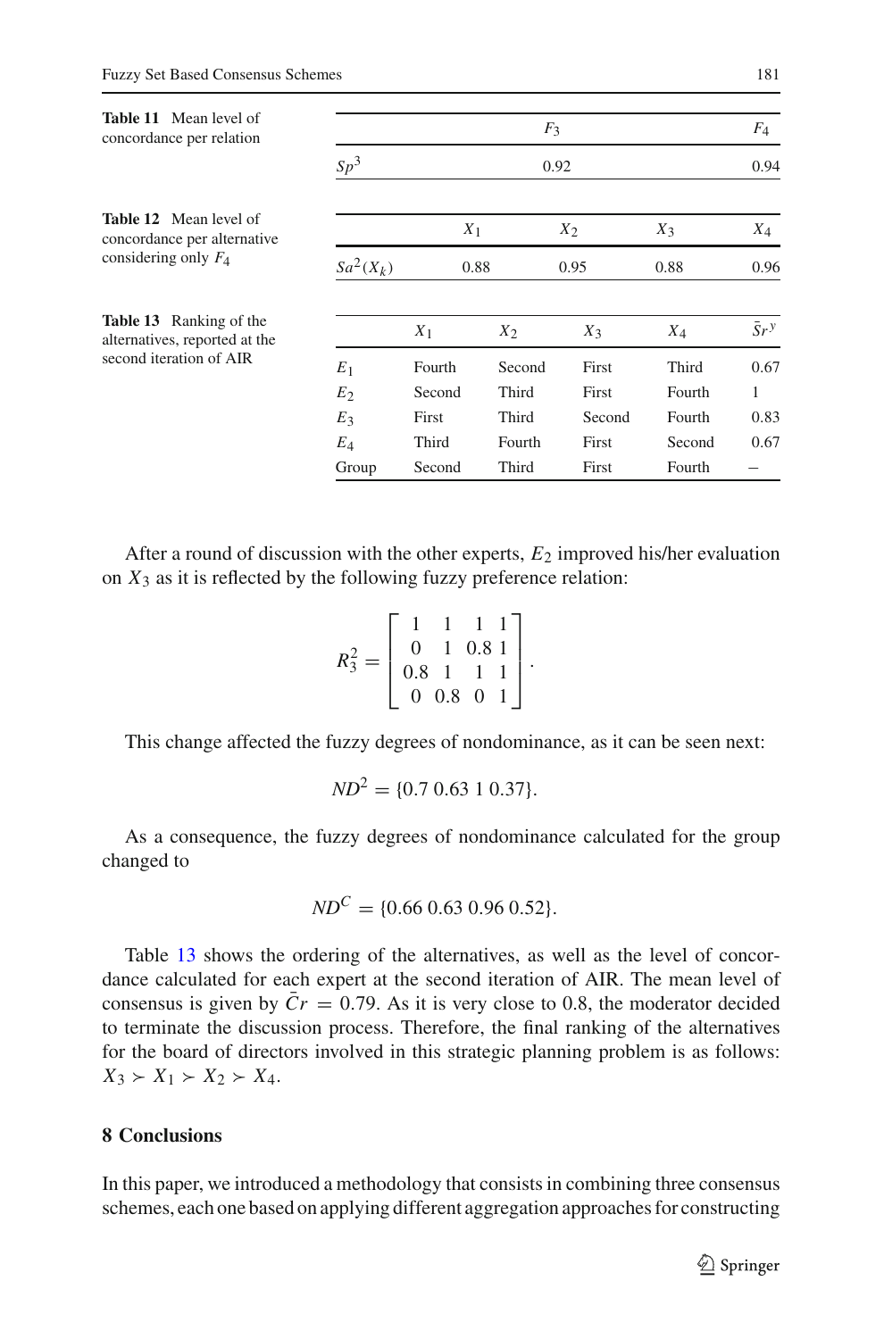**Table 11** Mean level of concordance per relation

| | $F_3$ | $F_4$ |
|---|---|---|
| $Sp^3$ | 0.92 | 0.94 |

**Table 12** Mean level of concordance per alternative considering only $F_4$

| | $X_1$ | $X_2$ | $X_3$ | $X_4$ |
|---|---|---|---|---|
| $Sa^2(X_k)$ | 0.88 | 0.95 | 0.88 | 0.96 |

**Table 13** Ranking of the alternatives, reported at the second iteration of AIR

| | $X_1$ | $X_2$ | $X_3$ | $X_4$ | $\bar{S}r^y$ |
|---|---|---|---|---|---|
| $E_1$ | Fourth | Second | First | Third | 0.67 |
| $E_2$ | Second | Third | First | Fourth | 1 |
| $E_3$ | First | Third | Second | Fourth | 0.83 |
| $E_4$ | Third | Fourth | First | Second | 0.67 |
| Group | Second | Third | First | Fourth | – |

After a round of discussion with the other experts, $E_2$ improved his/her evaluation on $X_3$ as it is reflected by the following fuzzy preference relation:

$$R_3^2 = \begin{bmatrix} 1 & 1 & 1 & 1 \\ 0 & 1 & 0.8 & 1 \\ 0.8 & 1 & 1 & 1 \\ 0 & 0.8 & 0 & 1 \end{bmatrix}.$$

This change affected the fuzzy degrees of nondominance, as it can be seen next:

$$ND^2 = \{0.7\ 0.63\ 1\ 0.37\}.$$

As a consequence, the fuzzy degrees of nondominance calculated for the group changed to

$$ND^C = \{0.66\ 0.63\ 0.96\ 0.52\}.$$

Table 13 shows the ordering of the alternatives, as well as the level of concordance calculated for each expert at the second iteration of AIR. The mean level of consensus is given by $\bar{C}r = 0.79$. As it is very close to 0.8, the moderator decided to terminate the discussion process. Therefore, the final ranking of the alternatives for the board of directors involved in this strategic planning problem is as follows: $X_3 \succ X_1 \succ X_2 \succ X_4$.

## 8 Conclusions

In this paper, we introduced a methodology that consists in combining three consensus schemes, each one based on applying different aggregation approaches for constructing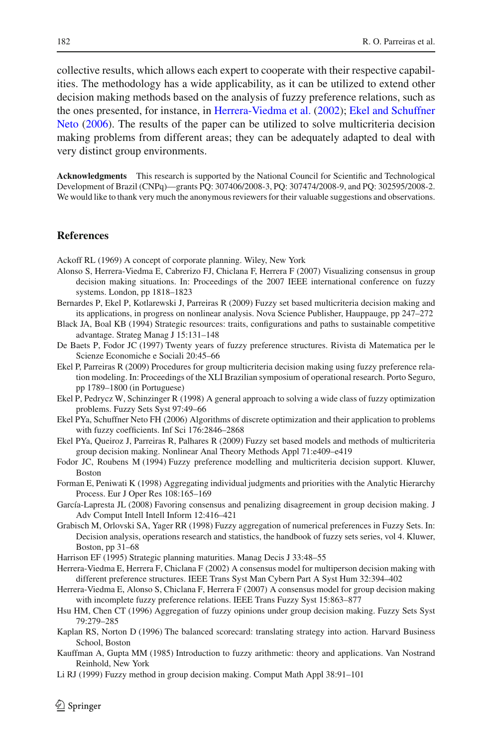collective results, which allows each expert to cooperate with their respective capabilities. The methodology has a wide applicability, as it can be utilized to extend other decision making methods based on the analysis of fuzzy preference relations, such as the ones presented, for instance, in Herrera-Viedma et al. (2002); Ekel and Schuffner Neto (2006). The results of the paper can be utilized to solve multicriteria decision making problems from different areas; they can be adequately adapted to deal with very distinct group environments.

**Acknowledgments** This research is supported by the National Council for Scientific and Technological Development of Brazil (CNPq)—grants PQ: 307406/2008-3, PQ: 307474/2008-9, and PQ: 302595/2008-2. We would like to thank very much the anonymous reviewers for their valuable suggestions and observations.

## References

Ackoff RL (1969) A concept of corporate planning. Wiley, New York

Alonso S, Herrera-Viedma E, Cabrerizo FJ, Chiclana F, Herrera F (2007) Visualizing consensus in group decision making situations. In: Proceedings of the 2007 IEEE international conference on fuzzy systems. London, pp 1818–1823

Bernardes P, Ekel P, Kotlarewski J, Parreiras R (2009) Fuzzy set based multicriteria decision making and its applications, in progress on nonlinear analysis. Nova Science Publisher, Hauppauge, pp 247–272

Black JA, Boal KB (1994) Strategic resources: traits, configurations and paths to sustainable competitive advantage. Strateg Manag J 15:131–148

De Baets P, Fodor JC (1997) Twenty years of fuzzy preference structures. Rivista di Matematica per le Scienze Economiche e Sociali 20:45–66

Ekel P, Parreiras R (2009) Procedures for group multicriteria decision making using fuzzy preference relation modeling. In: Proceedings of the XLI Brazilian symposium of operational research. Porto Seguro, pp 1789–1800 (in Portuguese)

Ekel P, Pedrycz W, Schinzinger R (1998) A general approach to solving a wide class of fuzzy optimization problems. Fuzzy Sets Syst 97:49–66

Ekel PYa, Schuffner Neto FH (2006) Algorithms of discrete optimization and their application to problems with fuzzy coefficients. Inf Sci 176:2846–2868

Ekel PYa, Queiroz J, Parreiras R, Palhares R (2009) Fuzzy set based models and methods of multicriteria group decision making. Nonlinear Anal Theory Methods Appl 71:e409–e419

Fodor JC, Roubens M (1994) Fuzzy preference modelling and multicriteria decision support. Kluwer, Boston

Forman E, Peniwati K (1998) Aggregating individual judgments and priorities with the Analytic Hierarchy Process. Eur J Oper Res 108:165–169

García-Lapresta JL (2008) Favoring consensus and penalizing disagreement in group decision making. J Adv Comput Intell Intell Inform 12:416–421

Grabisch M, Orlovski SA, Yager RR (1998) Fuzzy aggregation of numerical preferences in Fuzzy Sets. In: Decision analysis, operations research and statistics, the handbook of fuzzy sets series, vol 4. Kluwer, Boston, pp 31–68

Harrison EF (1995) Strategic planning maturities. Manag Decis J 33:48–55

Herrera-Viedma E, Herrera F, Chiclana F (2002) A consensus model for multiperson decision making with different preference structures. IEEE Trans Syst Man Cybern Part A Syst Hum 32:394–402

Herrera-Viedma E, Alonso S, Chiclana F, Herrera F (2007) A consensus model for group decision making with incomplete fuzzy preference relations. IEEE Trans Fuzzy Syst 15:863–877

Hsu HM, Chen CT (1996) Aggregation of fuzzy opinions under group decision making. Fuzzy Sets Syst 79:279–285

Kaplan RS, Norton D (1996) The balanced scorecard: translating strategy into action. Harvard Business School, Boston

Kauffman A, Gupta MM (1985) Introduction to fuzzy arithmetic: theory and applications. Van Nostrand Reinhold, New York

Li RJ (1999) Fuzzy method in group decision making. Comput Math Appl 38:91–101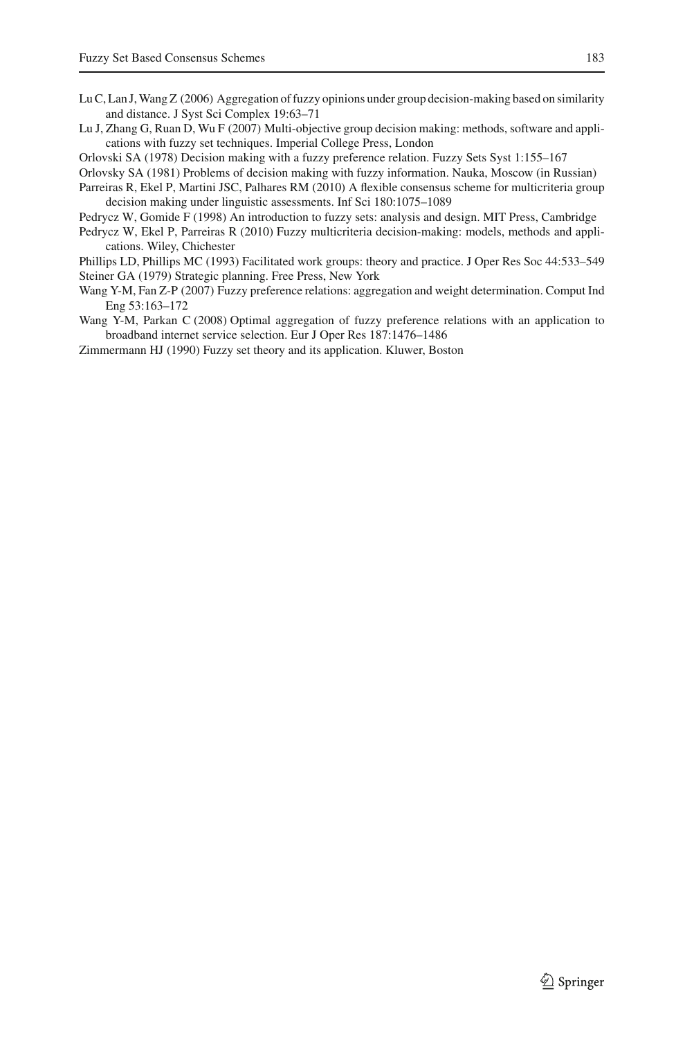Lu C, Lan J, Wang Z (2006) Aggregation of fuzzy opinions under group decision-making based on similarity and distance. J Syst Sci Complex 19:63–71

Lu J, Zhang G, Ruan D, Wu F (2007) Multi-objective group decision making: methods, software and applications with fuzzy set techniques. Imperial College Press, London

Orlovski SA (1978) Decision making with a fuzzy preference relation. Fuzzy Sets Syst 1:155–167

Orlovsky SA (1981) Problems of decision making with fuzzy information. Nauka, Moscow (in Russian)

Parreiras R, Ekel P, Martini JSC, Palhares RM (2010) A flexible consensus scheme for multicriteria group decision making under linguistic assessments. Inf Sci 180:1075–1089

Pedrycz W, Gomide F (1998) An introduction to fuzzy sets: analysis and design. MIT Press, Cambridge

Pedrycz W, Ekel P, Parreiras R (2010) Fuzzy multicriteria decision-making: models, methods and applications. Wiley, Chichester

Phillips LD, Phillips MC (1993) Facilitated work groups: theory and practice. J Oper Res Soc 44:533–549

Steiner GA (1979) Strategic planning. Free Press, New York

Wang Y-M, Fan Z-P (2007) Fuzzy preference relations: aggregation and weight determination. Comput Ind Eng 53:163–172

Wang Y-M, Parkan C (2008) Optimal aggregation of fuzzy preference relations with an application to broadband internet service selection. Eur J Oper Res 187:1476–1486

Zimmermann HJ (1990) Fuzzy set theory and its application. Kluwer, Boston